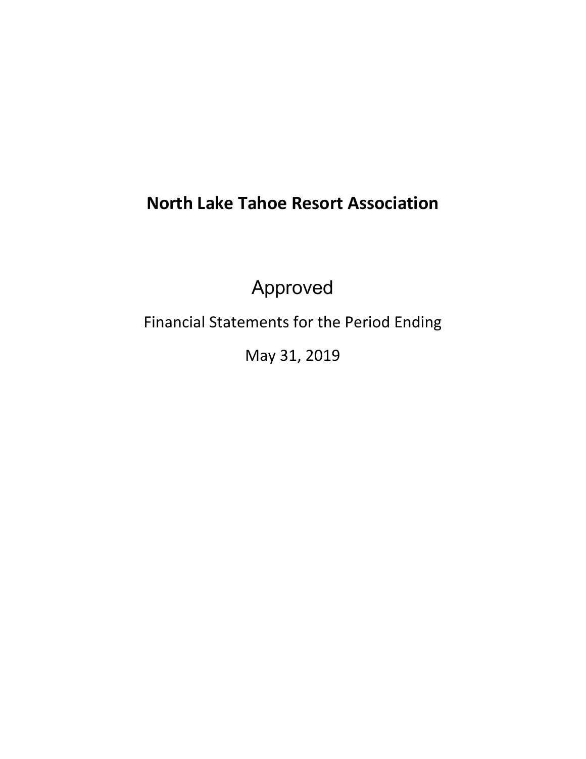# North Lake Tahoe Resort Association

Approved

Financial Statements for the Period Ending

May 31, 2019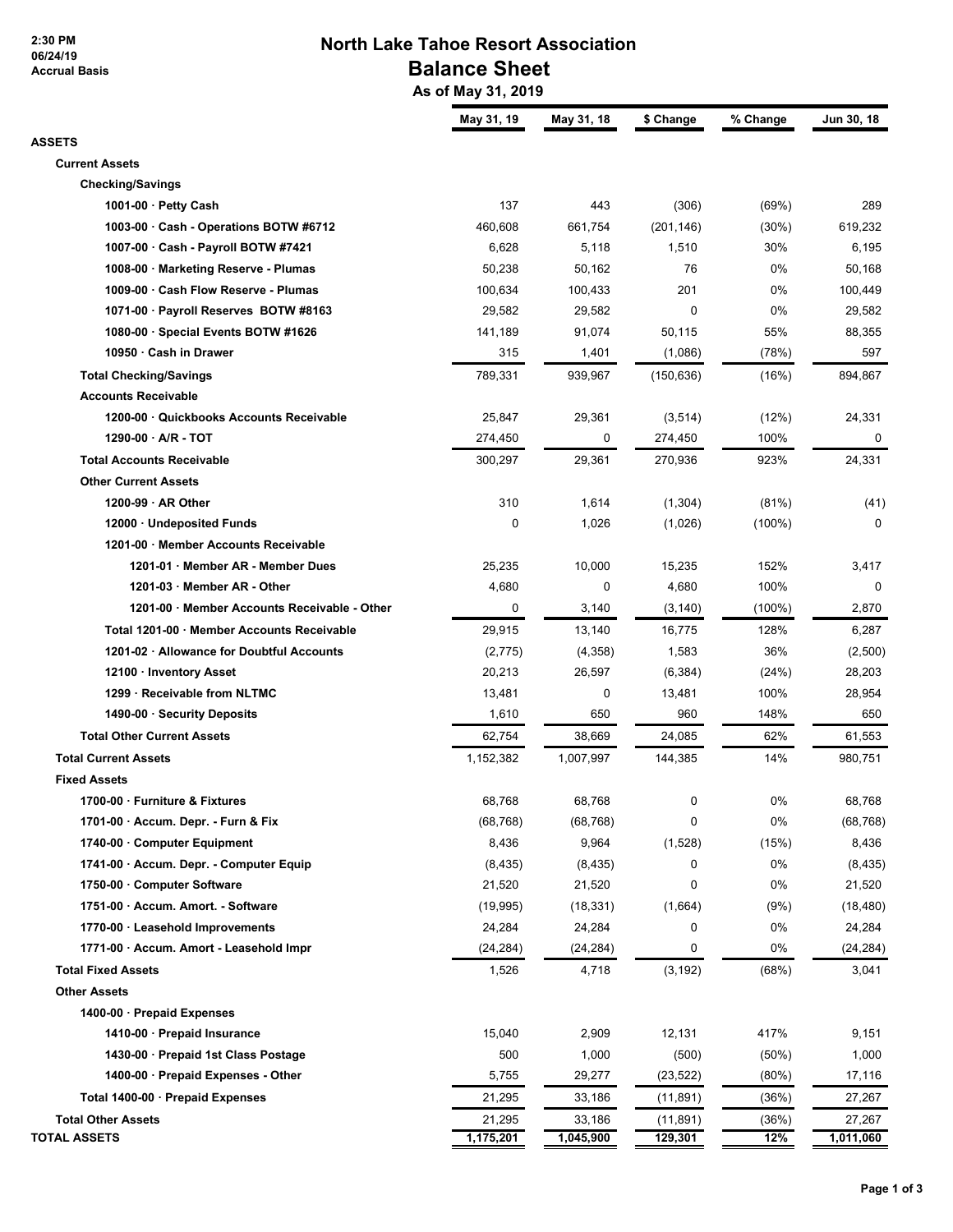2:30 PM
06/24/19
Accrual Basis

# North Lake Tahoe Resort Association
## Balance Sheet
### As of May 31, 2019

| | May 31, 19 | May 31, 18 | $ Change | % Change | Jun 30, 18 |
|---|---|---|---|---|---|
| **ASSETS** | | | | | |
| **Current Assets** | | | | | |
| **Checking/Savings** | | | | | |
| **1001-00 · Petty Cash** | 137 | 443 | (306) | (69%) | 289 |
| **1003-00 · Cash - Operations BOTW #6712** | 460,608 | 661,754 | (201,146) | (30%) | 619,232 |
| **1007-00 · Cash - Payroll BOTW #7421** | 6,628 | 5,118 | 1,510 | 30% | 6,195 |
| **1008-00 · Marketing Reserve - Plumas** | 50,238 | 50,162 | 76 | 0% | 50,168 |
| **1009-00 · Cash Flow Reserve - Plumas** | 100,634 | 100,433 | 201 | 0% | 100,449 |
| **1071-00 · Payroll Reserves BOTW #8163** | 29,582 | 29,582 | 0 | 0% | 29,582 |
| **1080-00 · Special Events BOTW #1626** | 141,189 | 91,074 | 50,115 | 55% | 88,355 |
| **10950 · Cash in Drawer** | 315 | 1,401 | (1,086) | (78%) | 597 |
| **Total Checking/Savings** | 789,331 | 939,967 | (150,636) | (16%) | 894,867 |
| **Accounts Receivable** | | | | | |
| **1200-00 · Quickbooks Accounts Receivable** | 25,847 | 29,361 | (3,514) | (12%) | 24,331 |
| **1290-00 · A/R - TOT** | 274,450 | 0 | 274,450 | 100% | 0 |
| **Total Accounts Receivable** | 300,297 | 29,361 | 270,936 | 923% | 24,331 |
| **Other Current Assets** | | | | | |
| **1200-99 · AR Other** | 310 | 1,614 | (1,304) | (81%) | (41) |
| **12000 · Undeposited Funds** | 0 | 1,026 | (1,026) | (100%) | 0 |
| **1201-00 · Member Accounts Receivable** | | | | | |
| **1201-01 · Member AR - Member Dues** | 25,235 | 10,000 | 15,235 | 152% | 3,417 |
| **1201-03 · Member AR - Other** | 4,680 | 0 | 4,680 | 100% | 0 |
| **1201-00 · Member Accounts Receivable - Other** | 0 | 3,140 | (3,140) | (100%) | 2,870 |
| **Total 1201-00 · Member Accounts Receivable** | 29,915 | 13,140 | 16,775 | 128% | 6,287 |
| **1201-02 · Allowance for Doubtful Accounts** | (2,775) | (4,358) | 1,583 | 36% | (2,500) |
| **12100 · Inventory Asset** | 20,213 | 26,597 | (6,384) | (24%) | 28,203 |
| **1299 · Receivable from NLTMC** | 13,481 | 0 | 13,481 | 100% | 28,954 |
| **1490-00 · Security Deposits** | 1,610 | 650 | 960 | 148% | 650 |
| **Total Other Current Assets** | 62,754 | 38,669 | 24,085 | 62% | 61,553 |
| **Total Current Assets** | 1,152,382 | 1,007,997 | 144,385 | 14% | 980,751 |
| **Fixed Assets** | | | | | |
| **1700-00 · Furniture & Fixtures** | 68,768 | 68,768 | 0 | 0% | 68,768 |
| **1701-00 · Accum. Depr. - Furn & Fix** | (68,768) | (68,768) | 0 | 0% | (68,768) |
| **1740-00 · Computer Equipment** | 8,436 | 9,964 | (1,528) | (15%) | 8,436 |
| **1741-00 · Accum. Depr. - Computer Equip** | (8,435) | (8,435) | 0 | 0% | (8,435) |
| **1750-00 · Computer Software** | 21,520 | 21,520 | 0 | 0% | 21,520 |
| **1751-00 · Accum. Amort. - Software** | (19,995) | (18,331) | (1,664) | (9%) | (18,480) |
| **1770-00 · Leasehold Improvements** | 24,284 | 24,284 | 0 | 0% | 24,284 |
| **1771-00 · Accum. Amort - Leasehold Impr** | (24,284) | (24,284) | 0 | 0% | (24,284) |
| **Total Fixed Assets** | 1,526 | 4,718 | (3,192) | (68%) | 3,041 |
| **Other Assets** | | | | | |
| **1400-00 · Prepaid Expenses** | | | | | |
| **1410-00 · Prepaid Insurance** | 15,040 | 2,909 | 12,131 | 417% | 9,151 |
| **1430-00 · Prepaid 1st Class Postage** | 500 | 1,000 | (500) | (50%) | 1,000 |
| **1400-00 · Prepaid Expenses - Other** | 5,755 | 29,277 | (23,522) | (80%) | 17,116 |
| **Total 1400-00 · Prepaid Expenses** | 21,295 | 33,186 | (11,891) | (36%) | 27,267 |
| **Total Other Assets** | 21,295 | 33,186 | (11,891) | (36%) | 27,267 |
| **TOTAL ASSETS** | 1,175,201 | 1,045,900 | 129,301 | 12% | 1,011,060 |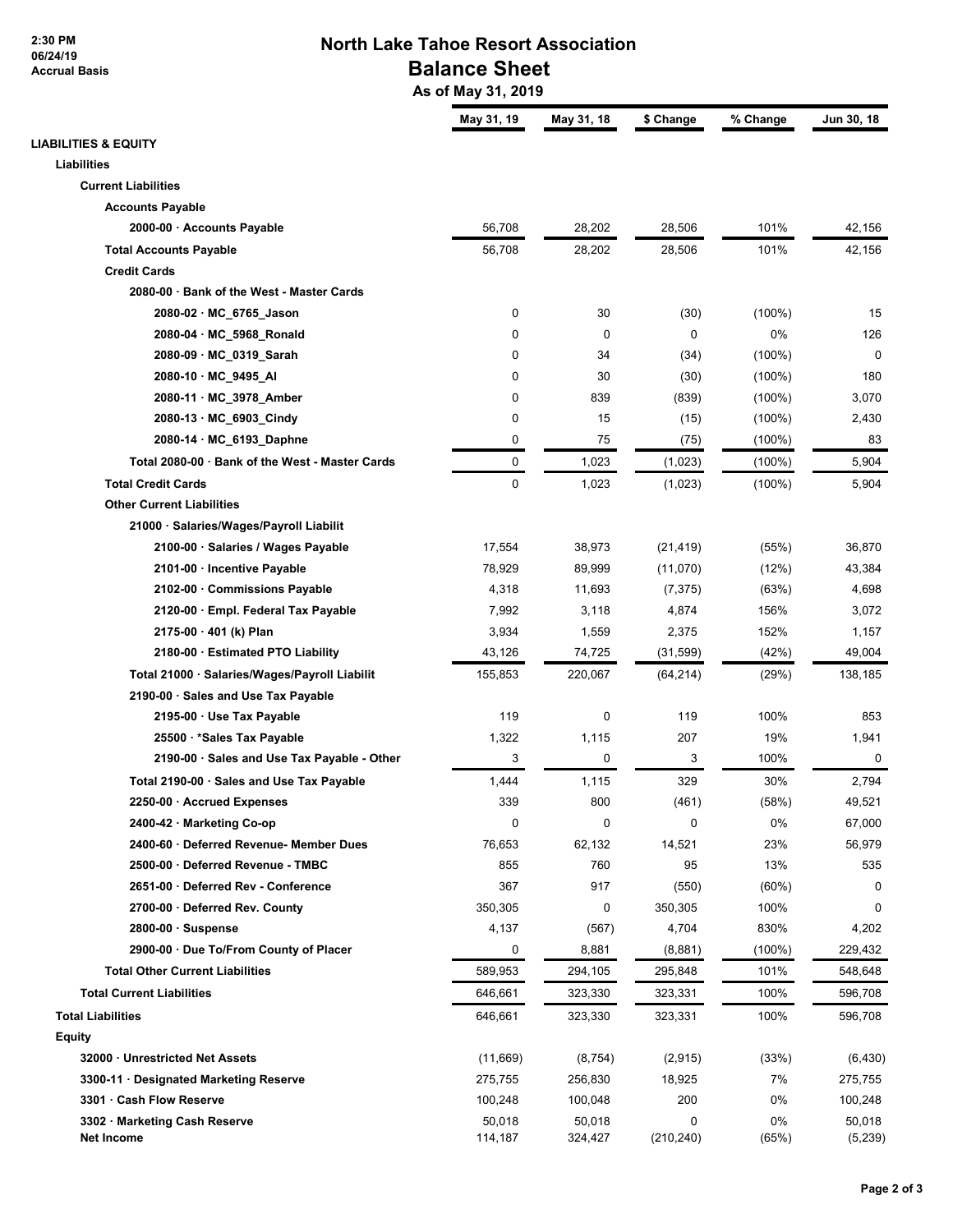2:30 PM
06/24/19
Accrual Basis

# North Lake Tahoe Resort Association
## Balance Sheet
### As of May 31, 2019

| | May 31, 19 | May 31, 18 | $ Change | % Change | Jun 30, 18 |
|---|---|---|---|---|---|
| **LIABILITIES & EQUITY** | | | | | |
| **Liabilities** | | | | | |
| **Current Liabilities** | | | | | |
| **Accounts Payable** | | | | | |
| 2000-00 · Accounts Payable | 56,708 | 28,202 | 28,506 | 101% | 42,156 |
| **Total Accounts Payable** | 56,708 | 28,202 | 28,506 | 101% | 42,156 |
| **Credit Cards** | | | | | |
| 2080-00 · Bank of the West - Master Cards | | | | | |
| 2080-02 · MC_6765_Jason | 0 | 30 | (30) | (100%) | 15 |
| 2080-04 · MC_5968_Ronald | 0 | 0 | 0 | 0% | 126 |
| 2080-09 · MC_0319_Sarah | 0 | 34 | (34) | (100%) | 0 |
| 2080-10 · MC_9495_Al | 0 | 30 | (30) | (100%) | 180 |
| 2080-11 · MC_3978_Amber | 0 | 839 | (839) | (100%) | 3,070 |
| 2080-13 · MC_6903_Cindy | 0 | 15 | (15) | (100%) | 2,430 |
| 2080-14 · MC_6193_Daphne | 0 | 75 | (75) | (100%) | 83 |
| Total 2080-00 · Bank of the West - Master Cards | 0 | 1,023 | (1,023) | (100%) | 5,904 |
| **Total Credit Cards** | 0 | 1,023 | (1,023) | (100%) | 5,904 |
| **Other Current Liabilities** | | | | | |
| 21000 · Salaries/Wages/Payroll Liabilit | | | | | |
| 2100-00 · Salaries / Wages Payable | 17,554 | 38,973 | (21,419) | (55%) | 36,870 |
| 2101-00 · Incentive Payable | 78,929 | 89,999 | (11,070) | (12%) | 43,384 |
| 2102-00 · Commissions Payable | 4,318 | 11,693 | (7,375) | (63%) | 4,698 |
| 2120-00 · Empl. Federal Tax Payable | 7,992 | 3,118 | 4,874 | 156% | 3,072 |
| 2175-00 · 401 (k) Plan | 3,934 | 1,559 | 2,375 | 152% | 1,157 |
| 2180-00 · Estimated PTO Liability | 43,126 | 74,725 | (31,599) | (42%) | 49,004 |
| Total 21000 · Salaries/Wages/Payroll Liabilit | 155,853 | 220,067 | (64,214) | (29%) | 138,185 |
| 2190-00 · Sales and Use Tax Payable | | | | | |
| 2195-00 · Use Tax Payable | 119 | 0 | 119 | 100% | 853 |
| 25500 · *Sales Tax Payable | 1,322 | 1,115 | 207 | 19% | 1,941 |
| 2190-00 · Sales and Use Tax Payable - Other | 3 | 0 | 3 | 100% | 0 |
| Total 2190-00 · Sales and Use Tax Payable | 1,444 | 1,115 | 329 | 30% | 2,794 |
| 2250-00 · Accrued Expenses | 339 | 800 | (461) | (58%) | 49,521 |
| 2400-42 · Marketing Co-op | 0 | 0 | 0 | 0% | 67,000 |
| 2400-60 · Deferred Revenue- Member Dues | 76,653 | 62,132 | 14,521 | 23% | 56,979 |
| 2500-00 · Deferred Revenue - TMBC | 855 | 760 | 95 | 13% | 535 |
| 2651-00 · Deferred Rev - Conference | 367 | 917 | (550) | (60%) | 0 |
| 2700-00 · Deferred Rev. County | 350,305 | 0 | 350,305 | 100% | 0 |
| 2800-00 · Suspense | 4,137 | (567) | 4,704 | 830% | 4,202 |
| 2900-00 · Due To/From County of Placer | 0 | 8,881 | (8,881) | (100%) | 229,432 |
| **Total Other Current Liabilities** | 589,953 | 294,105 | 295,848 | 101% | 548,648 |
| **Total Current Liabilities** | 646,661 | 323,330 | 323,331 | 100% | 596,708 |
| **Total Liabilities** | 646,661 | 323,330 | 323,331 | 100% | 596,708 |
| **Equity** | | | | | |
| 32000 · Unrestricted Net Assets | (11,669) | (8,754) | (2,915) | (33%) | (6,430) |
| 3300-11 · Designated Marketing Reserve | 275,755 | 256,830 | 18,925 | 7% | 275,755 |
| 3301 · Cash Flow Reserve | 100,248 | 100,048 | 200 | 0% | 100,248 |
| 3302 · Marketing Cash Reserve | 50,018 | 50,018 | 0 | 0% | 50,018 |
| Net Income | 114,187 | 324,427 | (210,240) | (65%) | (5,239) |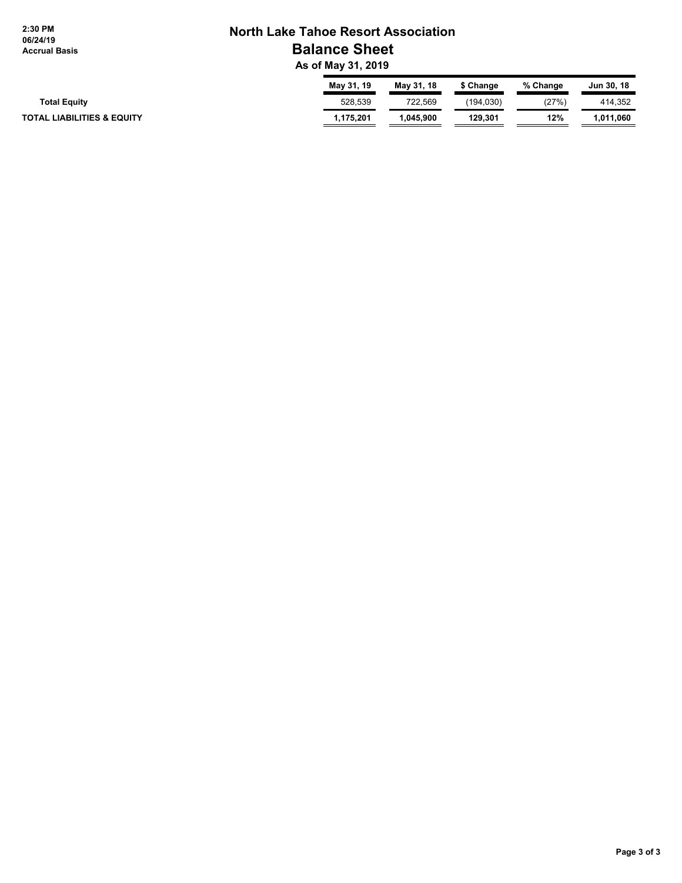# North Lake Tahoe Resort Association

## Balance Sheet

### As of May 31, 2019

2:30 PM
06/24/19
Accrual Basis

| | May 31, 19 | May 31, 18 | $ Change | % Change | Jun 30, 18 |
|---|---|---|---|---|---|
| **Total Equity** | 528,539 | 722,569 | (194,030) | (27%) | 414,352 |
| **TOTAL LIABILITIES & EQUITY** | **1,175,201** | **1,045,900** | **129,301** | **12%** | **1,011,060** |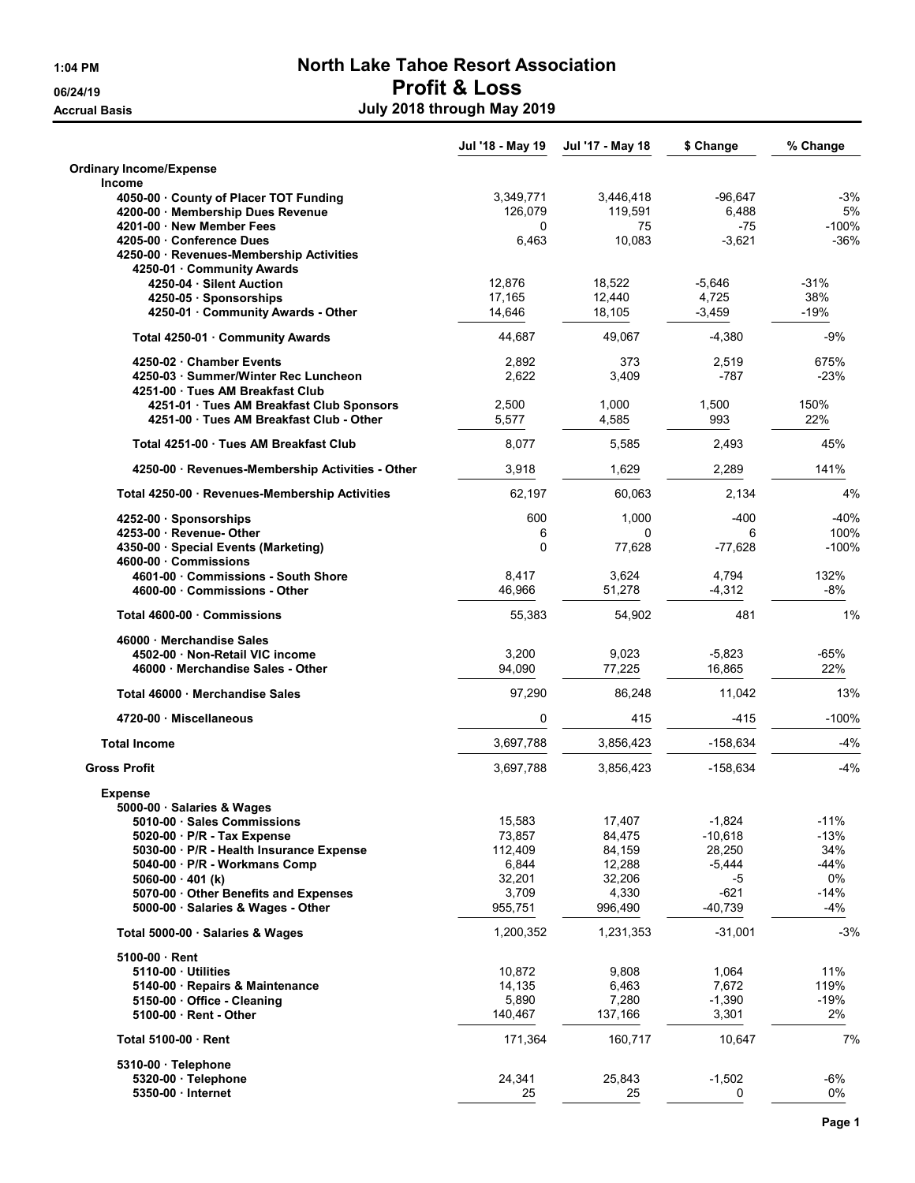# North Lake Tahoe Resort Association

## Profit & Loss

### July 2018 through May 2019

1:04 PM
06/24/19
Accrual Basis

| | Jul '18 - May 19 | Jul '17 - May 18 | $ Change | % Change |
|---|---|---|---|---|
| **Ordinary Income/Expense** | | | | |
| **Income** | | | | |
| 4050-00 · County of Placer TOT Funding | 3,349,771 | 3,446,418 | -96,647 | -3% |
| 4200-00 · Membership Dues Revenue | 126,079 | 119,591 | 6,488 | 5% |
| 4201-00 · New Member Fees | 0 | 75 | -75 | -100% |
| 4205-00 · Conference Dues | 6,463 | 10,083 | -3,621 | -36% |
| 4250-00 · Revenues-Membership Activities | | | | |
| 4250-01 · Community Awards | | | | |
| 4250-04 · Silent Auction | 12,876 | 18,522 | -5,646 | -31% |
| 4250-05 · Sponsorships | 17,165 | 12,440 | 4,725 | 38% |
| 4250-01 · Community Awards - Other | 14,646 | 18,105 | -3,459 | -19% |
| Total 4250-01 · Community Awards | 44,687 | 49,067 | -4,380 | -9% |
| 4250-02 · Chamber Events | 2,892 | 373 | 2,519 | 675% |
| 4250-03 · Summer/Winter Rec Luncheon | 2,622 | 3,409 | -787 | -23% |
| 4251-00 · Tues AM Breakfast Club | | | | |
| 4251-01 · Tues AM Breakfast Club Sponsors | 2,500 | 1,000 | 1,500 | 150% |
| 4251-00 · Tues AM Breakfast Club - Other | 5,577 | 4,585 | 993 | 22% |
| Total 4251-00 · Tues AM Breakfast Club | 8,077 | 5,585 | 2,493 | 45% |
| 4250-00 · Revenues-Membership Activities - Other | 3,918 | 1,629 | 2,289 | 141% |
| Total 4250-00 · Revenues-Membership Activities | 62,197 | 60,063 | 2,134 | 4% |
| 4252-00 · Sponsorships | 600 | 1,000 | -400 | -40% |
| 4253-00 · Revenue- Other | 6 | 0 | 6 | 100% |
| 4350-00 · Special Events (Marketing) | 0 | 77,628 | -77,628 | -100% |
| 4600-00 · Commissions | | | | |
| 4601-00 · Commissions - South Shore | 8,417 | 3,624 | 4,794 | 132% |
| 4600-00 · Commissions - Other | 46,966 | 51,278 | -4,312 | -8% |
| Total 4600-00 · Commissions | 55,383 | 54,902 | 481 | 1% |
| 46000 · Merchandise Sales | | | | |
| 4502-00 · Non-Retail VIC income | 3,200 | 9,023 | -5,823 | -65% |
| 46000 · Merchandise Sales - Other | 94,090 | 77,225 | 16,865 | 22% |
| Total 46000 · Merchandise Sales | 97,290 | 86,248 | 11,042 | 13% |
| 4720-00 · Miscellaneous | 0 | 415 | -415 | -100% |
| **Total Income** | 3,697,788 | 3,856,423 | -158,634 | -4% |
| **Gross Profit** | 3,697,788 | 3,856,423 | -158,634 | -4% |
| **Expense** | | | | |
| 5000-00 · Salaries & Wages | | | | |
| 5010-00 · Sales Commissions | 15,583 | 17,407 | -1,824 | -11% |
| 5020-00 · P/R - Tax Expense | 73,857 | 84,475 | -10,618 | -13% |
| 5030-00 · P/R - Health Insurance Expense | 112,409 | 84,159 | 28,250 | 34% |
| 5040-00 · P/R - Workmans Comp | 6,844 | 12,288 | -5,444 | -44% |
| 5060-00 · 401 (k) | 32,201 | 32,206 | -5 | 0% |
| 5070-00 · Other Benefits and Expenses | 3,709 | 4,330 | -621 | -14% |
| 5000-00 · Salaries & Wages - Other | 955,751 | 996,490 | -40,739 | -4% |
| Total 5000-00 · Salaries & Wages | 1,200,352 | 1,231,353 | -31,001 | -3% |
| 5100-00 · Rent | | | | |
| 5110-00 · Utilities | 10,872 | 9,808 | 1,064 | 11% |
| 5140-00 · Repairs & Maintenance | 14,135 | 6,463 | 7,672 | 119% |
| 5150-00 · Office - Cleaning | 5,890 | 7,280 | -1,390 | -19% |
| 5100-00 · Rent - Other | 140,467 | 137,166 | 3,301 | 2% |
| Total 5100-00 · Rent | 171,364 | 160,717 | 10,647 | 7% |
| 5310-00 · Telephone | | | | |
| 5320-00 · Telephone | 24,341 | 25,843 | -1,502 | -6% |
| 5350-00 · Internet | 25 | 25 | 0 | 0% |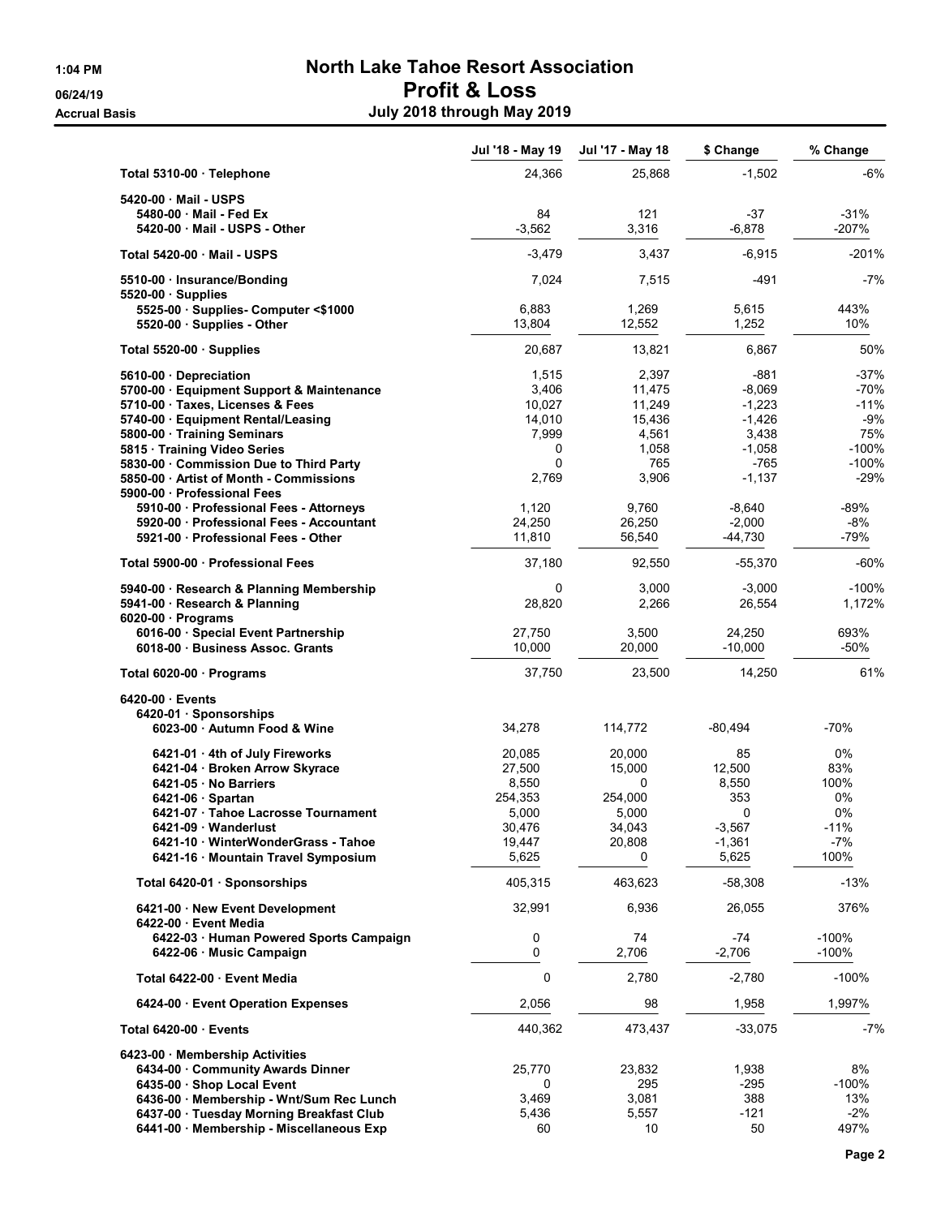# North Lake Tahoe Resort Association

## Profit & Loss

### July 2018 through May 2019

1:04 PM
06/24/19
Accrual Basis

| | Jul '18 - May 19 | Jul '17 - May 18 | $ Change | % Change |
|---|---|---|---|---|
| **Total 5310-00 · Telephone** | 24,366 | 25,868 | -1,502 | -6% |
| 5420-00 · Mail - USPS | | | | |
| 5480-00 · Mail - Fed Ex | 84 | 121 | -37 | -31% |
| 5420-00 · Mail - USPS - Other | -3,562 | 3,316 | -6,878 | -207% |
| **Total 5420-00 · Mail - USPS** | -3,479 | 3,437 | -6,915 | -201% |
| 5510-00 · Insurance/Bonding | 7,024 | 7,515 | -491 | -7% |
| 5520-00 · Supplies | | | | |
| 5525-00 · Supplies- Computer <$1000 | 6,883 | 1,269 | 5,615 | 443% |
| 5520-00 · Supplies - Other | 13,804 | 12,552 | 1,252 | 10% |
| **Total 5520-00 · Supplies** | 20,687 | 13,821 | 6,867 | 50% |
| 5610-00 · Depreciation | 1,515 | 2,397 | -881 | -37% |
| 5700-00 · Equipment Support & Maintenance | 3,406 | 11,475 | -8,069 | -70% |
| 5710-00 · Taxes, Licenses & Fees | 10,027 | 11,249 | -1,223 | -11% |
| 5740-00 · Equipment Rental/Leasing | 14,010 | 15,436 | -1,426 | -9% |
| 5800-00 · Training Seminars | 7,999 | 4,561 | 3,438 | 75% |
| 5815 · Training Video Series | 0 | 1,058 | -1,058 | -100% |
| 5830-00 · Commission Due to Third Party | 0 | 765 | -765 | -100% |
| 5850-00 · Artist of Month - Commissions | 2,769 | 3,906 | -1,137 | -29% |
| 5900-00 · Professional Fees | | | | |
| 5910-00 · Professional Fees - Attorneys | 1,120 | 9,760 | -8,640 | -89% |
| 5920-00 · Professional Fees - Accountant | 24,250 | 26,250 | -2,000 | -8% |
| 5921-00 · Professional Fees - Other | 11,810 | 56,540 | -44,730 | -79% |
| **Total 5900-00 · Professional Fees** | 37,180 | 92,550 | -55,370 | -60% |
| 5940-00 · Research & Planning Membership | 0 | 3,000 | -3,000 | -100% |
| 5941-00 · Research & Planning | 28,820 | 2,266 | 26,554 | 1,172% |
| 6020-00 · Programs | | | | |
| 6016-00 · Special Event Partnership | 27,750 | 3,500 | 24,250 | 693% |
| 6018-00 · Business Assoc. Grants | 10,000 | 20,000 | -10,000 | -50% |
| **Total 6020-00 · Programs** | 37,750 | 23,500 | 14,250 | 61% |
| 6420-00 · Events | | | | |
| 6420-01 · Sponsorships | | | | |
| 6023-00 · Autumn Food & Wine | 34,278 | 114,772 | -80,494 | -70% |
| 6421-01 · 4th of July Fireworks | 20,085 | 20,000 | 85 | 0% |
| 6421-04 · Broken Arrow Skyrace | 27,500 | 15,000 | 12,500 | 83% |
| 6421-05 · No Barriers | 8,550 | 0 | 8,550 | 100% |
| 6421-06 · Spartan | 254,353 | 254,000 | 353 | 0% |
| 6421-07 · Tahoe Lacrosse Tournament | 5,000 | 5,000 | 0 | 0% |
| 6421-09 · Wanderlust | 30,476 | 34,043 | -3,567 | -11% |
| 6421-10 · WinterWonderGrass - Tahoe | 19,447 | 20,808 | -1,361 | -7% |
| 6421-16 · Mountain Travel Symposium | 5,625 | 0 | 5,625 | 100% |
| **Total 6420-01 · Sponsorships** | 405,315 | 463,623 | -58,308 | -13% |
| 6421-00 · New Event Development | 32,991 | 6,936 | 26,055 | 376% |
| 6422-00 · Event Media | | | | |
| 6422-03 · Human Powered Sports Campaign | 0 | 74 | -74 | -100% |
| 6422-06 · Music Campaign | 0 | 2,706 | -2,706 | -100% |
| **Total 6422-00 · Event Media** | 0 | 2,780 | -2,780 | -100% |
| 6424-00 · Event Operation Expenses | 2,056 | 98 | 1,958 | 1,997% |
| **Total 6420-00 · Events** | 440,362 | 473,437 | -33,075 | -7% |
| 6423-00 · Membership Activities | | | | |
| 6434-00 · Community Awards Dinner | 25,770 | 23,832 | 1,938 | 8% |
| 6435-00 · Shop Local Event | 0 | 295 | -295 | -100% |
| 6436-00 · Membership - Wnt/Sum Rec Lunch | 3,469 | 3,081 | 388 | 13% |
| 6437-00 · Tuesday Morning Breakfast Club | 5,436 | 5,557 | -121 | -2% |
| 6441-00 · Membership - Miscellaneous Exp | 60 | 10 | 50 | 497% |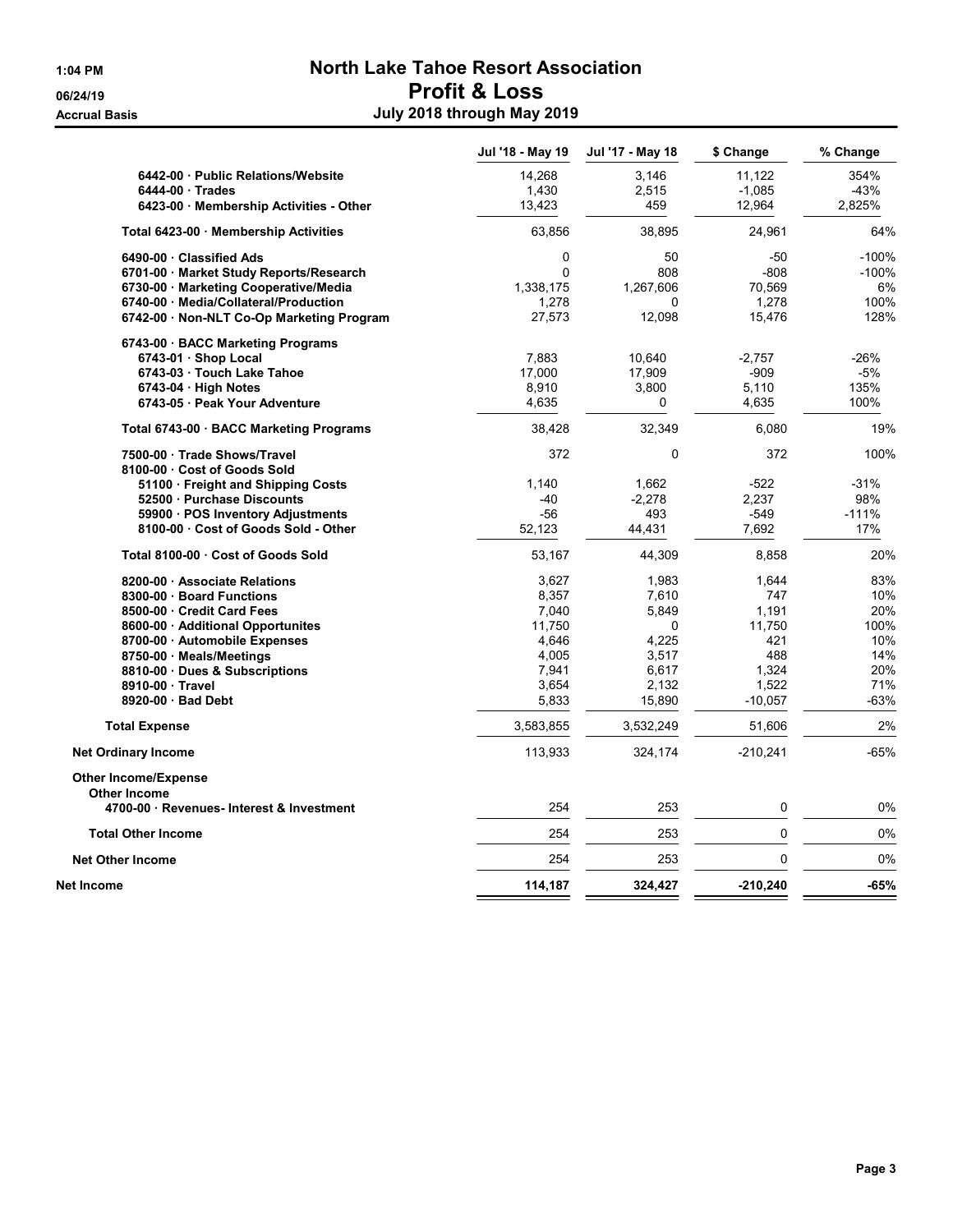# North Lake Tahoe Resort Association

## Profit & Loss

### July 2018 through May 2019

1:04 PM
06/24/19
Accrual Basis

| | Jul '18 - May 19 | Jul '17 - May 18 | $ Change | % Change |
|---|---|---|---|---|
| 6442-00 · Public Relations/Website | 14,268 | 3,146 | 11,122 | 354% |
| 6444-00 · Trades | 1,430 | 2,515 | -1,085 | -43% |
| 6423-00 · Membership Activities - Other | 13,423 | 459 | 12,964 | 2,825% |
| **Total 6423-00 · Membership Activities** | 63,856 | 38,895 | 24,961 | 64% |
| 6490-00 · Classified Ads | 0 | 50 | -50 | -100% |
| 6701-00 · Market Study Reports/Research | 0 | 808 | -808 | -100% |
| 6730-00 · Marketing Cooperative/Media | 1,338,175 | 1,267,606 | 70,569 | 6% |
| 6740-00 · Media/Collateral/Production | 1,278 | 0 | 1,278 | 100% |
| 6742-00 · Non-NLT Co-Op Marketing Program | 27,573 | 12,098 | 15,476 | 128% |
| 6743-00 · BACC Marketing Programs | | | | |
| 6743-01 · Shop Local | 7,883 | 10,640 | -2,757 | -26% |
| 6743-03 · Touch Lake Tahoe | 17,000 | 17,909 | -909 | -5% |
| 6743-04 · High Notes | 8,910 | 3,800 | 5,110 | 135% |
| 6743-05 · Peak Your Adventure | 4,635 | 0 | 4,635 | 100% |
| **Total 6743-00 · BACC Marketing Programs** | 38,428 | 32,349 | 6,080 | 19% |
| 7500-00 · Trade Shows/Travel | 372 | 0 | 372 | 100% |
| 8100-00 · Cost of Goods Sold | | | | |
| 51100 · Freight and Shipping Costs | 1,140 | 1,662 | -522 | -31% |
| 52500 · Purchase Discounts | -40 | -2,278 | 2,237 | 98% |
| 59900 · POS Inventory Adjustments | -56 | 493 | -549 | -111% |
| 8100-00 · Cost of Goods Sold - Other | 52,123 | 44,431 | 7,692 | 17% |
| **Total 8100-00 · Cost of Goods Sold** | 53,167 | 44,309 | 8,858 | 20% |
| 8200-00 · Associate Relations | 3,627 | 1,983 | 1,644 | 83% |
| 8300-00 · Board Functions | 8,357 | 7,610 | 747 | 10% |
| 8500-00 · Credit Card Fees | 7,040 | 5,849 | 1,191 | 20% |
| 8600-00 · Additional Opportunites | 11,750 | 0 | 11,750 | 100% |
| 8700-00 · Automobile Expenses | 4,646 | 4,225 | 421 | 10% |
| 8750-00 · Meals/Meetings | 4,005 | 3,517 | 488 | 14% |
| 8810-00 · Dues & Subscriptions | 7,941 | 6,617 | 1,324 | 20% |
| 8910-00 · Travel | 3,654 | 2,132 | 1,522 | 71% |
| 8920-00 · Bad Debt | 5,833 | 15,890 | -10,057 | -63% |
| **Total Expense** | 3,583,855 | 3,532,249 | 51,606 | 2% |
| **Net Ordinary Income** | 113,933 | 324,174 | -210,241 | -65% |
| **Other Income/Expense** | | | | |
| **Other Income** | | | | |
| 4700-00 · Revenues- Interest & Investment | 254 | 253 | 0 | 0% |
| **Total Other Income** | 254 | 253 | 0 | 0% |
| **Net Other Income** | 254 | 253 | 0 | 0% |
| **Net Income** | **114,187** | **324,427** | **-210,240** | **-65%** |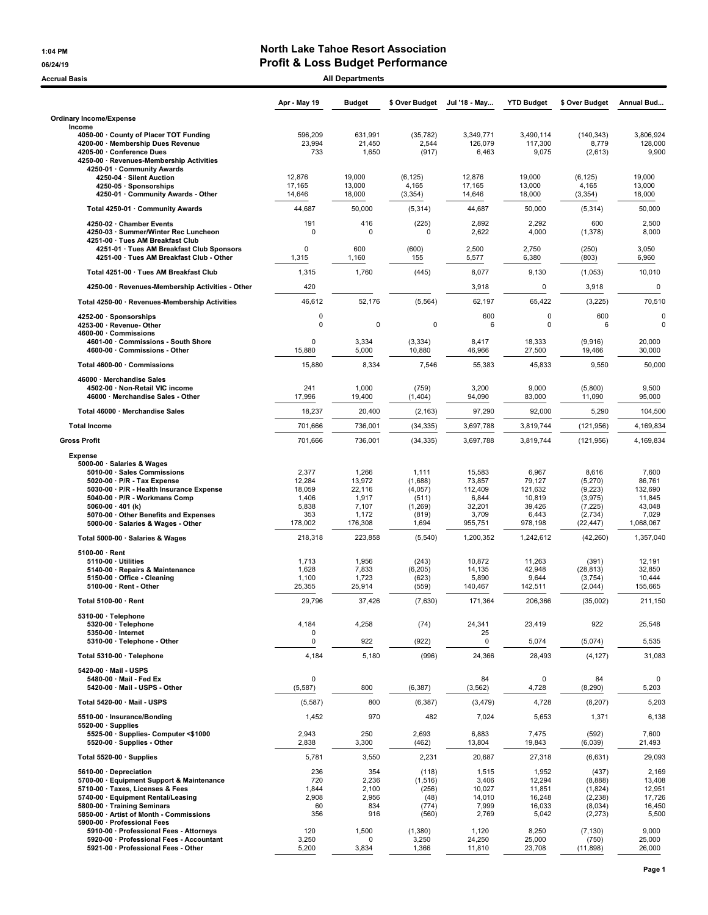1:04 PM
06/24/19
Accrual Basis

# North Lake Tahoe Resort Association
## Profit & Loss Budget Performance
### All Departments

| | Apr - May 19 | Budget | $ Over Budget | Jul '18 - May... | YTD Budget | $ Over Budget | Annual Bud... |
|---|---|---|---|---|---|---|---|
| **Ordinary Income/Expense** | | | | | | | |
| **Income** | | | | | | | |
| 4050-00 · County of Placer TOT Funding | 596,209 | 631,991 | (35,782) | 3,349,771 | 3,490,114 | (140,343) | 3,806,924 |
| 4200-00 · Membership Dues Revenue | 23,994 | 21,450 | 2,544 | 126,079 | 117,300 | 8,779 | 128,000 |
| 4205-00 · Conference Dues | 733 | 1,650 | (917) | 6,463 | 9,075 | (2,613) | 9,900 |
| 4250-00 · Revenues-Membership Activities | | | | | | | |
| 4250-01 · Community Awards | | | | | | | |
| 4250-04 · Silent Auction | 12,876 | 19,000 | (6,125) | 12,876 | 19,000 | (6,125) | 19,000 |
| 4250-05 · Sponsorships | 17,165 | 13,000 | 4,165 | 17,165 | 13,000 | 4,165 | 13,000 |
| 4250-01 · Community Awards - Other | 14,646 | 18,000 | (3,354) | 14,646 | 18,000 | (3,354) | 18,000 |
| Total 4250-01 · Community Awards | 44,687 | 50,000 | (5,314) | 44,687 | 50,000 | (5,314) | 50,000 |
| 4250-02 · Chamber Events | 191 | 416 | (225) | 2,892 | 2,292 | 600 | 2,500 |
| 4250-03 · Summer/Winter Rec Luncheon | 0 | 0 | 0 | 2,622 | 4,000 | (1,378) | 8,000 |
| 4251-00 · Tues AM Breakfast Club | | | | | | | |
| 4251-01 · Tues AM Breakfast Club Sponsors | 0 | 600 | (600) | 2,500 | 2,750 | (250) | 3,050 |
| 4251-00 · Tues AM Breakfast Club - Other | 1,315 | 1,160 | 155 | 5,577 | 6,380 | (803) | 6,960 |
| Total 4251-00 · Tues AM Breakfast Club | 1,315 | 1,760 | (445) | 8,077 | 9,130 | (1,053) | 10,010 |
| 4250-00 · Revenues-Membership Activities - Other | 420 | | | 3,918 | 0 | 3,918 | 0 |
| Total 4250-00 · Revenues-Membership Activities | 46,612 | 52,176 | (5,564) | 62,197 | 65,422 | (3,225) | 70,510 |
| 4252-00 · Sponsorships | 0 | | | 600 | 0 | 600 | 0 |
| 4253-00 · Revenue- Other | 0 | 0 | 0 | 6 | 0 | 6 | 0 |
| 4600-00 · Commissions | | | | | | | |
| 4601-00 · Commissions - South Shore | 0 | 3,334 | (3,334) | 8,417 | 18,333 | (9,916) | 20,000 |
| 4600-00 · Commissions - Other | 15,880 | 5,000 | 10,880 | 46,966 | 27,500 | 19,466 | 30,000 |
| Total 4600-00 · Commissions | 15,880 | 8,334 | 7,546 | 55,383 | 45,833 | 9,550 | 50,000 |
| 46000 · Merchandise Sales | | | | | | | |
| 4502-00 · Non-Retail VIC income | 241 | 1,000 | (759) | 3,200 | 9,000 | (5,800) | 9,500 |
| 46000 · Merchandise Sales - Other | 17,996 | 19,400 | (1,404) | 94,090 | 83,000 | 11,090 | 95,000 |
| Total 46000 · Merchandise Sales | 18,237 | 20,400 | (2,163) | 97,290 | 92,000 | 5,290 | 104,500 |
| **Total Income** | 701,666 | 736,001 | (34,335) | 3,697,788 | 3,819,744 | (121,956) | 4,169,834 |
| **Gross Profit** | 701,666 | 736,001 | (34,335) | 3,697,788 | 3,819,744 | (121,956) | 4,169,834 |
| **Expense** | | | | | | | |
| 5000-00 · Salaries & Wages | | | | | | | |
| 5010-00 · Sales Commissions | 2,377 | 1,266 | 1,111 | 15,583 | 6,967 | 8,616 | 7,600 |
| 5020-00 · P/R - Tax Expense | 12,284 | 13,972 | (1,688) | 73,857 | 79,127 | (5,270) | 86,761 |
| 5030-00 · P/R - Health Insurance Expense | 18,059 | 22,116 | (4,057) | 112,409 | 121,632 | (9,223) | 132,690 |
| 5040-00 · P/R - Workmans Comp | 1,406 | 1,917 | (511) | 6,844 | 10,819 | (3,975) | 11,845 |
| 5060-00 · 401 (k) | 5,838 | 7,107 | (1,269) | 32,201 | 39,426 | (7,225) | 43,048 |
| 5070-00 · Other Benefits and Expenses | 353 | 1,172 | (819) | 3,709 | 6,443 | (2,734) | 7,029 |
| 5000-00 · Salaries & Wages - Other | 178,002 | 176,308 | 1,694 | 955,751 | 978,198 | (22,447) | 1,068,067 |
| Total 5000-00 · Salaries & Wages | 218,318 | 223,858 | (5,540) | 1,200,352 | 1,242,612 | (42,260) | 1,357,040 |
| 5100-00 · Rent | | | | | | | |
| 5110-00 · Utilities | 1,713 | 1,956 | (243) | 10,872 | 11,263 | (391) | 12,191 |
| 5140-00 · Repairs & Maintenance | 1,628 | 7,833 | (6,205) | 14,135 | 42,948 | (28,813) | 32,850 |
| 5150-00 · Office - Cleaning | 1,100 | 1,723 | (623) | 5,890 | 9,644 | (3,754) | 10,444 |
| 5100-00 · Rent - Other | 25,355 | 25,914 | (559) | 140,467 | 142,511 | (2,044) | 155,665 |
| Total 5100-00 · Rent | 29,796 | 37,426 | (7,630) | 171,364 | 206,366 | (35,002) | 211,150 |
| 5310-00 · Telephone | | | | | | | |
| 5320-00 · Telephone | 4,184 | 4,258 | (74) | 24,341 | 23,419 | 922 | 25,548 |
| 5350-00 · Internet | 0 | | | 25 | | | |
| 5310-00 · Telephone - Other | 0 | 922 | (922) | 0 | 5,074 | (5,074) | 5,535 |
| Total 5310-00 · Telephone | 4,184 | 5,180 | (996) | 24,366 | 28,493 | (4,127) | 31,083 |
| 5420-00 · Mail - USPS | | | | | | | |
| 5480-00 · Mail - Fed Ex | 0 | | | 84 | 0 | 84 | 0 |
| 5420-00 · Mail - USPS - Other | (5,587) | 800 | (6,387) | (3,562) | 4,728 | (8,290) | 5,203 |
| Total 5420-00 · Mail - USPS | (5,587) | 800 | (6,387) | (3,479) | 4,728 | (8,207) | 5,203 |
| 5510-00 · Insurance/Bonding | 1,452 | 970 | 482 | 7,024 | 5,653 | 1,371 | 6,138 |
| 5520-00 · Supplies | | | | | | | |
| 5525-00 · Supplies- Computer <$1000 | 2,943 | 250 | 2,693 | 6,883 | 7,475 | (592) | 7,600 |
| 5520-00 · Supplies - Other | 2,838 | 3,300 | (462) | 13,804 | 19,843 | (6,039) | 21,493 |
| Total 5520-00 · Supplies | 5,781 | 3,550 | 2,231 | 20,687 | 27,318 | (6,631) | 29,093 |
| 5610-00 · Depreciation | 236 | 354 | (118) | 1,515 | 1,952 | (437) | 2,169 |
| 5700-00 · Equipment Support & Maintenance | 720 | 2,236 | (1,516) | 3,406 | 12,294 | (8,888) | 13,408 |
| 5710-00 · Taxes, Licenses & Fees | 1,844 | 2,100 | (256) | 10,027 | 11,851 | (1,824) | 12,951 |
| 5740-00 · Equipment Rental/Leasing | 2,908 | 2,956 | (48) | 14,010 | 16,248 | (2,238) | 17,726 |
| 5800-00 · Training Seminars | 60 | 834 | (774) | 7,999 | 16,033 | (8,034) | 16,450 |
| 5850-00 · Artist of Month - Commissions | 356 | 916 | (560) | 2,769 | 5,042 | (2,273) | 5,500 |
| 5900-00 · Professional Fees | | | | | | | |
| 5910-00 · Professional Fees - Attorneys | 120 | 1,500 | (1,380) | 1,120 | 8,250 | (7,130) | 9,000 |
| 5920-00 · Professional Fees - Accountant | 3,250 | 0 | 3,250 | 24,250 | 25,000 | (750) | 25,000 |
| 5921-00 · Professional Fees - Other | 5,200 | 3,834 | 1,366 | 11,810 | 23,708 | (11,898) | 26,000 |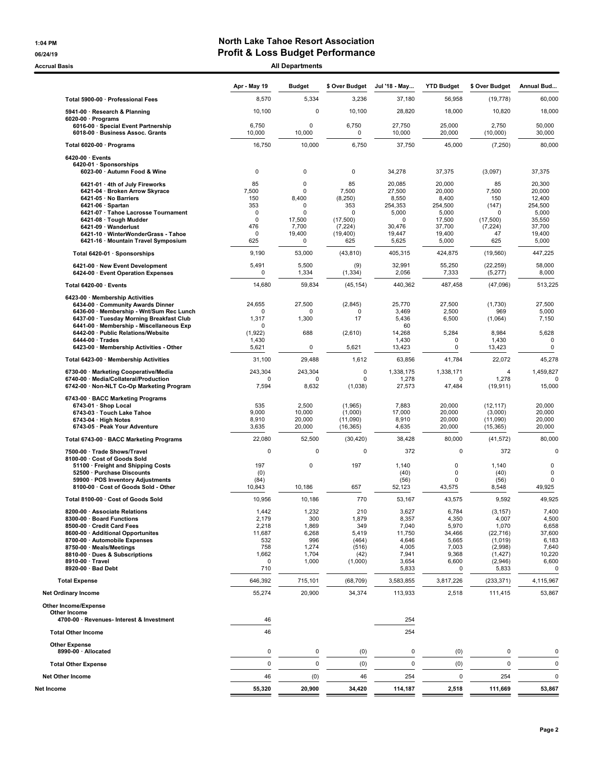# North Lake Tahoe Resort Association

## Profit & Loss Budget Performance

1:04 PM
06/24/19
Accrual Basis

**All Departments**

| | Apr - May 19 | Budget | $ Over Budget | Jul '18 - May... | YTD Budget | $ Over Budget | Annual Bud... |
|---|---|---|---|---|---|---|---|
| Total 5900-00 · Professional Fees | 8,570 | 5,334 | 3,236 | 37,180 | 56,958 | (19,778) | 60,000 |
| 5941-00 · Research & Planning | 10,100 | 0 | 10,100 | 28,820 | 18,000 | 10,820 | 18,000 |
| 6020-00 · Programs | | | | | | | |
| 6016-00 · Special Event Partnership | 6,750 | 0 | 6,750 | 27,750 | 25,000 | 2,750 | 50,000 |
| 6018-00 · Business Assoc. Grants | 10,000 | 10,000 | 0 | 10,000 | 20,000 | (10,000) | 30,000 |
| Total 6020-00 · Programs | 16,750 | 10,000 | 6,750 | 37,750 | 45,000 | (7,250) | 80,000 |
| 6420-00 · Events | | | | | | | |
| 6420-01 · Sponsorships | | | | | | | |
| 6023-00 · Autumn Food & Wine | 0 | 0 | 0 | 34,278 | 37,375 | (3,097) | 37,375 |
| 6421-01 · 4th of July Fireworks | 85 | 0 | 85 | 20,085 | 20,000 | 85 | 20,300 |
| 6421-04 · Broken Arrow Skyrace | 7,500 | 0 | 7,500 | 27,500 | 20,000 | 7,500 | 20,000 |
| 6421-05 · No Barriers | 150 | 8,400 | (8,250) | 8,550 | 8,400 | 150 | 12,400 |
| 6421-06 · Spartan | 353 | 0 | 353 | 254,353 | 254,500 | (147) | 254,500 |
| 6421-07 · Tahoe Lacrosse Tournament | 0 | 0 | 0 | 5,000 | 5,000 | 0 | 5,000 |
| 6421-08 · Tough Mudder | 0 | 17,500 | (17,500) | 0 | 17,500 | (17,500) | 35,550 |
| 6421-09 · Wanderlust | 476 | 7,700 | (7,224) | 30,476 | 37,700 | (7,224) | 37,700 |
| 6421-10 · WinterWonderGrass - Tahoe | 0 | 19,400 | (19,400) | 19,447 | 19,400 | 47 | 19,400 |
| 6421-16 · Mountain Travel Symposium | 625 | 0 | 625 | 5,625 | 5,000 | 625 | 5,000 |
| Total 6420-01 · Sponsorships | 9,190 | 53,000 | (43,810) | 405,315 | 424,875 | (19,560) | 447,225 |
| 6421-00 · New Event Development | 5,491 | 5,500 | (9) | 32,991 | 55,250 | (22,259) | 58,000 |
| 6424-00 · Event Operation Expenses | 0 | 1,334 | (1,334) | 2,056 | 7,333 | (5,277) | 8,000 |
| Total 6420-00 · Events | 14,680 | 59,834 | (45,154) | 440,362 | 487,458 | (47,096) | 513,225 |
| 6423-00 · Membership Activities | | | | | | | |
| 6434-00 · Community Awards Dinner | 24,655 | 27,500 | (2,845) | 25,770 | 27,500 | (1,730) | 27,500 |
| 6436-00 · Membership - Wnt/Sum Rec Lunch | 0 | 0 | 0 | 3,469 | 2,500 | 969 | 5,000 |
| 6437-00 · Tuesday Morning Breakfast Club | 1,317 | 1,300 | 17 | 5,436 | 6,500 | (1,064) | 7,150 |
| 6441-00 · Membership - Miscellaneous Exp | 0 | | | 60 | | | |
| 6442-00 · Public Relations/Website | (1,922) | 688 | (2,610) | 14,268 | 5,284 | 8,984 | 5,628 |
| 6444-00 · Trades | 1,430 | | | 1,430 | 0 | 1,430 | 0 |
| 6423-00 · Membership Activities - Other | 5,621 | 0 | 5,621 | 13,423 | 0 | 13,423 | 0 |
| Total 6423-00 · Membership Activities | 31,100 | 29,488 | 1,612 | 63,856 | 41,784 | 22,072 | 45,278 |
| 6730-00 · Marketing Cooperative/Media | 243,304 | 243,304 | 0 | 1,338,175 | 1,338,171 | 4 | 1,459,827 |
| 6740-00 · Media/Collateral/Production | 0 | 0 | 0 | 1,278 | 0 | 1,278 | 0 |
| 6742-00 · Non-NLT Co-Op Marketing Program | 7,594 | 8,632 | (1,038) | 27,573 | 47,484 | (19,911) | 15,000 |
| 6743-00 · BACC Marketing Programs | | | | | | | |
| 6743-01 · Shop Local | 535 | 2,500 | (1,965) | 7,883 | 20,000 | (12,117) | 20,000 |
| 6743-03 · Touch Lake Tahoe | 9,000 | 10,000 | (1,000) | 17,000 | 20,000 | (3,000) | 20,000 |
| 6743-04 · High Notes | 8,910 | 20,000 | (11,090) | 8,910 | 20,000 | (11,090) | 20,000 |
| 6743-05 · Peak Your Adventure | 3,635 | 20,000 | (16,365) | 4,635 | 20,000 | (15,365) | 20,000 |
| Total 6743-00 · BACC Marketing Programs | 22,080 | 52,500 | (30,420) | 38,428 | 80,000 | (41,572) | 80,000 |
| 7500-00 · Trade Shows/Travel | 0 | 0 | 0 | 372 | 0 | 372 | 0 |
| 8100-00 · Cost of Goods Sold | | | | | | | |
| 51100 · Freight and Shipping Costs | 197 | 0 | 197 | 1,140 | 0 | 1,140 | 0 |
| 52500 · Purchase Discounts | (0) | | | (40) | 0 | (40) | 0 |
| 59900 · POS Inventory Adjustments | (84) | | | (56) | 0 | (56) | 0 |
| 8100-00 · Cost of Goods Sold - Other | 10,843 | 10,186 | 657 | 52,123 | 43,575 | 8,548 | 49,925 |
| Total 8100-00 · Cost of Goods Sold | 10,956 | 10,186 | 770 | 53,167 | 43,575 | 9,592 | 49,925 |
| 8200-00 · Associate Relations | 1,442 | 1,232 | 210 | 3,627 | 6,784 | (3,157) | 7,400 |
| 8300-00 · Board Functions | 2,179 | 300 | 1,879 | 8,357 | 4,350 | 4,007 | 4,500 |
| 8500-00 · Credit Card Fees | 2,218 | 1,869 | 349 | 7,040 | 5,970 | 1,070 | 6,658 |
| 8600-00 · Additional Opportunites | 11,687 | 6,268 | 5,419 | 11,750 | 34,466 | (22,716) | 37,600 |
| 8700-00 · Automobile Expenses | 532 | 996 | (464) | 4,646 | 5,665 | (1,019) | 6,183 |
| 8750-00 · Meals/Meetings | 758 | 1,274 | (516) | 4,005 | 7,003 | (2,998) | 7,640 |
| 8810-00 · Dues & Subscriptions | 1,662 | 1,704 | (42) | 7,941 | 9,368 | (1,427) | 10,220 |
| 8910-00 · Travel | 0 | 1,000 | (1,000) | 3,654 | 6,600 | (2,946) | 6,600 |
| 8920-00 · Bad Debt | 710 | | | 5,833 | 0 | 5,833 | 0 |
| Total Expense | 646,392 | 715,101 | (68,709) | 3,583,855 | 3,817,226 | (233,371) | 4,115,967 |
| Net Ordinary Income | 55,274 | 20,900 | 34,374 | 113,933 | 2,518 | 111,415 | 53,867 |
| Other Income/Expense | | | | | | | |
| Other Income | | | | | | | |
| 4700-00 · Revenues- Interest & Investment | 46 | | | 254 | | | |
| Total Other Income | 46 | | | 254 | | | |
| Other Expense | | | | | | | |
| 8990-00 · Allocated | 0 | 0 | (0) | 0 | (0) | 0 | 0 |
| Total Other Expense | 0 | 0 | (0) | 0 | (0) | 0 | 0 |
| Net Other Income | 46 | (0) | 46 | 254 | 0 | 254 | 0 |
| Net Income | 55,320 | 20,900 | 34,420 | 114,187 | 2,518 | 111,669 | 53,867 |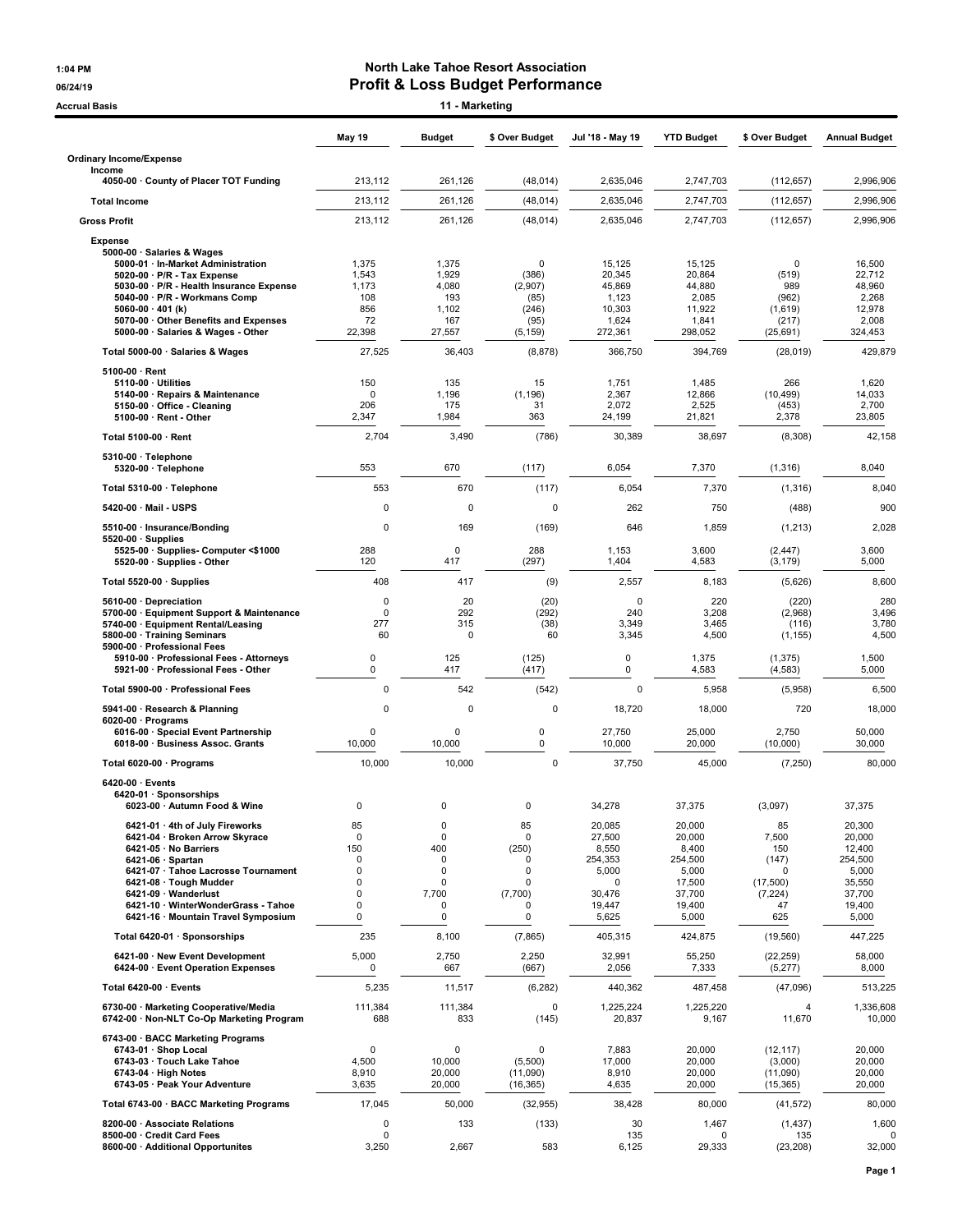1:04 PM
06/24/19
Accrual Basis

# North Lake Tahoe Resort Association
## Profit & Loss Budget Performance
### 11 - Marketing

| | May 19 | Budget | $ Over Budget | Jul '18 - May 19 | YTD Budget | $ Over Budget | Annual Budget |
|---|---|---|---|---|---|---|---|
| **Ordinary Income/Expense** | | | | | | | |
| **Income** | | | | | | | |
| 4050-00 · County of Placer TOT Funding | 213,112 | 261,126 | (48,014) | 2,635,046 | 2,747,703 | (112,657) | 2,996,906 |
| **Total Income** | 213,112 | 261,126 | (48,014) | 2,635,046 | 2,747,703 | (112,657) | 2,996,906 |
| **Gross Profit** | 213,112 | 261,126 | (48,014) | 2,635,046 | 2,747,703 | (112,657) | 2,996,906 |
| **Expense** | | | | | | | |
| 5000-00 · Salaries & Wages | | | | | | | |
| 5000-01 · In-Market Administration | 1,375 | 1,375 | 0 | 15,125 | 15,125 | 0 | 16,500 |
| 5020-00 · P/R - Tax Expense | 1,543 | 1,929 | (386) | 20,345 | 20,864 | (519) | 22,712 |
| 5030-00 · P/R - Health Insurance Expense | 1,173 | 4,080 | (2,907) | 45,869 | 44,880 | 989 | 48,960 |
| 5040-00 · P/R - Workmans Comp | 108 | 193 | (85) | 1,123 | 2,085 | (962) | 2,268 |
| 5060-00 · 401 (k) | 856 | 1,102 | (246) | 10,303 | 11,922 | (1,619) | 12,978 |
| 5070-00 · Other Benefits and Expenses | 72 | 167 | (95) | 1,624 | 1,841 | (217) | 2,008 |
| 5000-00 · Salaries & Wages - Other | 22,398 | 27,557 | (5,159) | 272,361 | 298,052 | (25,691) | 324,453 |
| **Total 5000-00 · Salaries & Wages** | 27,525 | 36,403 | (8,878) | 366,750 | 394,769 | (28,019) | 429,879 |
| 5100-00 · Rent | | | | | | | |
| 5110-00 · Utilities | 150 | 135 | 15 | 1,751 | 1,485 | 266 | 1,620 |
| 5140-00 · Repairs & Maintenance | 0 | 1,196 | (1,196) | 2,367 | 12,866 | (10,499) | 14,033 |
| 5150-00 · Office - Cleaning | 206 | 175 | 31 | 2,072 | 2,525 | (453) | 2,700 |
| 5100-00 · Rent - Other | 2,347 | 1,984 | 363 | 24,199 | 21,821 | 2,378 | 23,805 |
| **Total 5100-00 · Rent** | 2,704 | 3,490 | (786) | 30,389 | 38,697 | (8,308) | 42,158 |
| 5310-00 · Telephone | | | | | | | |
| 5320-00 · Telephone | 553 | 670 | (117) | 6,054 | 7,370 | (1,316) | 8,040 |
| **Total 5310-00 · Telephone** | 553 | 670 | (117) | 6,054 | 7,370 | (1,316) | 8,040 |
| 5420-00 · Mail - USPS | 0 | 0 | 0 | 262 | 750 | (488) | 900 |
| 5510-00 · Insurance/Bonding | 0 | 169 | (169) | 646 | 1,859 | (1,213) | 2,028 |
| 5520-00 · Supplies | | | | | | | |
| 5525-00 · Supplies- Computer <$1000 | 288 | 0 | 288 | 1,153 | 3,600 | (2,447) | 3,600 |
| 5520-00 · Supplies - Other | 120 | 417 | (297) | 1,404 | 4,583 | (3,179) | 5,000 |
| **Total 5520-00 · Supplies** | 408 | 417 | (9) | 2,557 | 8,183 | (5,626) | 8,600 |
| 5610-00 · Depreciation | 0 | 20 | (20) | 0 | 220 | (220) | 280 |
| 5700-00 · Equipment Support & Maintenance | 0 | 292 | (292) | 240 | 3,208 | (2,968) | 3,496 |
| 5740-00 · Equipment Rental/Leasing | 277 | 315 | (38) | 3,349 | 3,465 | (116) | 3,780 |
| 5800-00 · Training Seminars | 60 | 0 | 60 | 3,345 | 4,500 | (1,155) | 4,500 |
| 5900-00 · Professional Fees | | | | | | | |
| 5910-00 · Professional Fees - Attorneys | 0 | 125 | (125) | 0 | 1,375 | (1,375) | 1,500 |
| 5921-00 · Professional Fees - Other | 0 | 417 | (417) | 0 | 4,583 | (4,583) | 5,000 |
| **Total 5900-00 · Professional Fees** | 0 | 542 | (542) | 0 | 5,958 | (5,958) | 6,500 |
| 5941-00 · Research & Planning | 0 | 0 | 0 | 18,720 | 18,000 | 720 | 18,000 |
| 6020-00 · Programs | | | | | | | |
| 6016-00 · Special Event Partnership | 0 | 0 | 0 | 27,750 | 25,000 | 2,750 | 50,000 |
| 6018-00 · Business Assoc. Grants | 10,000 | 10,000 | 0 | 10,000 | 20,000 | (10,000) | 30,000 |
| **Total 6020-00 · Programs** | 10,000 | 10,000 | 0 | 37,750 | 45,000 | (7,250) | 80,000 |
| 6420-00 · Events | | | | | | | |
| 6420-01 · Sponsorships | | | | | | | |
| 6023-00 · Autumn Food & Wine | 0 | 0 | 0 | 34,278 | 37,375 | (3,097) | 37,375 |
| 6421-01 · 4th of July Fireworks | 85 | 0 | 85 | 20,085 | 20,000 | 85 | 20,300 |
| 6421-04 · Broken Arrow Skyrace | 0 | 0 | 0 | 27,500 | 20,000 | 7,500 | 20,000 |
| 6421-05 · No Barriers | 150 | 400 | (250) | 8,550 | 8,400 | 150 | 12,400 |
| 6421-06 · Spartan | 0 | 0 | 0 | 254,353 | 254,500 | (147) | 254,500 |
| 6421-07 · Tahoe Lacrosse Tournament | 0 | 0 | 0 | 5,000 | 5,000 | 0 | 5,000 |
| 6421-08 · Tough Mudder | 0 | 0 | 0 | 0 | 17,500 | (17,500) | 35,550 |
| 6421-09 · Wanderlust | 0 | 7,700 | (7,700) | 30,476 | 37,700 | (7,224) | 37,700 |
| 6421-10 · WinterWonderGrass - Tahoe | 0 | 0 | 0 | 19,447 | 19,400 | 47 | 19,400 |
| 6421-16 · Mountain Travel Symposium | 0 | 0 | 0 | 5,625 | 5,000 | 625 | 5,000 |
| **Total 6420-01 · Sponsorships** | 235 | 8,100 | (7,865) | 405,315 | 424,875 | (19,560) | 447,225 |
| 6421-00 · New Event Development | 5,000 | 2,750 | 2,250 | 32,991 | 55,250 | (22,259) | 58,000 |
| 6424-00 · Event Operation Expenses | 0 | 667 | (667) | 2,056 | 7,333 | (5,277) | 8,000 |
| **Total 6420-00 · Events** | 5,235 | 11,517 | (6,282) | 440,362 | 487,458 | (47,096) | 513,225 |
| 6730-00 · Marketing Cooperative/Media | 111,384 | 111,384 | 0 | 1,225,224 | 1,225,220 | 4 | 1,336,608 |
| 6742-00 · Non-NLT Co-Op Marketing Program | 688 | 833 | (145) | 20,837 | 9,167 | 11,670 | 10,000 |
| 6743-00 · BACC Marketing Programs | | | | | | | |
| 6743-01 · Shop Local | 0 | 0 | 0 | 7,883 | 20,000 | (12,117) | 20,000 |
| 6743-03 · Touch Lake Tahoe | 4,500 | 10,000 | (5,500) | 17,000 | 20,000 | (3,000) | 20,000 |
| 6743-04 · High Notes | 8,910 | 20,000 | (11,090) | 8,910 | 20,000 | (11,090) | 20,000 |
| 6743-05 · Peak Your Adventure | 3,635 | 20,000 | (16,365) | 4,635 | 20,000 | (15,365) | 20,000 |
| **Total 6743-00 · BACC Marketing Programs** | 17,045 | 50,000 | (32,955) | 38,428 | 80,000 | (41,572) | 80,000 |
| 8200-00 · Associate Relations | 0 | 133 | (133) | 30 | 1,467 | (1,437) | 1,600 |
| 8500-00 · Credit Card Fees | 0 | | | 135 | 0 | 135 | 0 |
| 8600-00 · Additional Opportunites | 3,250 | 2,667 | 583 | 6,125 | 29,333 | (23,208) | 32,000 |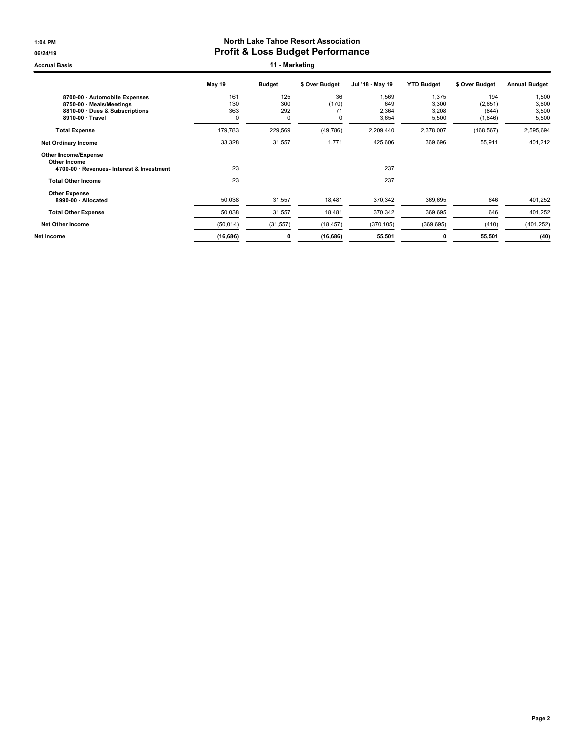**North Lake Tahoe Resort Association**

## Profit & Loss Budget Performance

Accrual Basis — 11 - Marketing

1:04 PM
06/24/19

| | May 19 | Budget | $ Over Budget | Jul '18 - May 19 | YTD Budget | $ Over Budget | Annual Budget |
|---|---|---|---|---|---|---|---|
| 8700-00 · Automobile Expenses | 161 | 125 | 36 | 1,569 | 1,375 | 194 | 1,500 |
| 8750-00 · Meals/Meetings | 130 | 300 | (170) | 649 | 3,300 | (2,651) | 3,600 |
| 8810-00 · Dues & Subscriptions | 363 | 292 | 71 | 2,364 | 3,208 | (844) | 3,500 |
| 8910-00 · Travel | 0 | 0 | 0 | 3,654 | 5,500 | (1,846) | 5,500 |
| **Total Expense** | 179,783 | 229,569 | (49,786) | 2,209,440 | 2,378,007 | (168,567) | 2,595,694 |
| **Net Ordinary Income** | 33,328 | 31,557 | 1,771 | 425,606 | 369,696 | 55,911 | 401,212 |
| **Other Income/Expense** | | | | | | | |
| **Other Income** | | | | | | | |
| 4700-00 · Revenues- Interest & Investment | 23 | | | 237 | | | |
| **Total Other Income** | 23 | | | 237 | | | |
| **Other Expense** | | | | | | | |
| 8990-00 · Allocated | 50,038 | 31,557 | 18,481 | 370,342 | 369,695 | 646 | 401,252 |
| **Total Other Expense** | 50,038 | 31,557 | 18,481 | 370,342 | 369,695 | 646 | 401,252 |
| **Net Other Income** | (50,014) | (31,557) | (18,457) | (370,105) | (369,695) | (410) | (401,252) |
| **Net Income** | **(16,686)** | **0** | **(16,686)** | **55,501** | **0** | **55,501** | **(40)** |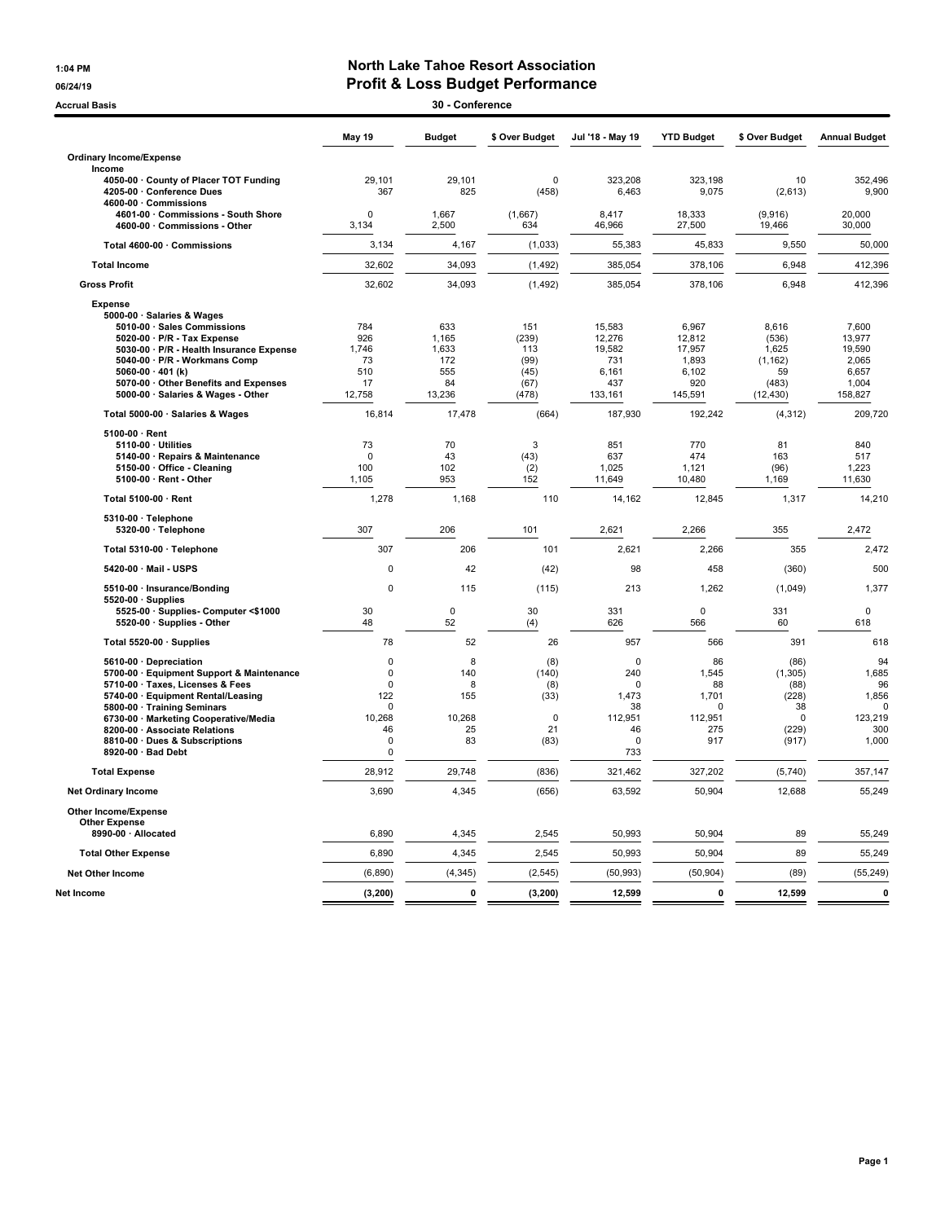1:04 PM
06/24/19
Accrual Basis

# North Lake Tahoe Resort Association
## Profit & Loss Budget Performance
### 30 - Conference

| | May 19 | Budget | $ Over Budget | Jul '18 - May 19 | YTD Budget | $ Over Budget | Annual Budget |
|---|---|---|---|---|---|---|---|
| **Ordinary Income/Expense** | | | | | | | |
| **Income** | | | | | | | |
| 4050-00 · County of Placer TOT Funding | 29,101 | 29,101 | 0 | 323,208 | 323,198 | 10 | 352,496 |
| 4205-00 · Conference Dues | 367 | 825 | (458) | 6,463 | 9,075 | (2,613) | 9,900 |
| 4600-00 · Commissions | | | | | | | |
| 4601-00 · Commissions - South Shore | 0 | 1,667 | (1,667) | 8,417 | 18,333 | (9,916) | 20,000 |
| 4600-00 · Commissions - Other | 3,134 | 2,500 | 634 | 46,966 | 27,500 | 19,466 | 30,000 |
| **Total 4600-00 · Commissions** | 3,134 | 4,167 | (1,033) | 55,383 | 45,833 | 9,550 | 50,000 |
| **Total Income** | 32,602 | 34,093 | (1,492) | 385,054 | 378,106 | 6,948 | 412,396 |
| **Gross Profit** | 32,602 | 34,093 | (1,492) | 385,054 | 378,106 | 6,948 | 412,396 |
| **Expense** | | | | | | | |
| 5000-00 · Salaries & Wages | | | | | | | |
| 5010-00 · Sales Commissions | 784 | 633 | 151 | 15,583 | 6,967 | 8,616 | 7,600 |
| 5020-00 · P/R - Tax Expense | 926 | 1,165 | (239) | 12,276 | 12,812 | (536) | 13,977 |
| 5030-00 · P/R - Health Insurance Expense | 1,746 | 1,633 | 113 | 19,582 | 17,957 | 1,625 | 19,590 |
| 5040-00 · P/R - Workmans Comp | 73 | 172 | (99) | 731 | 1,893 | (1,162) | 2,065 |
| 5060-00 · 401 (k) | 510 | 555 | (45) | 6,161 | 6,102 | 59 | 6,657 |
| 5070-00 · Other Benefits and Expenses | 17 | 84 | (67) | 437 | 920 | (483) | 1,004 |
| 5000-00 · Salaries & Wages - Other | 12,758 | 13,236 | (478) | 133,161 | 145,591 | (12,430) | 158,827 |
| **Total 5000-00 · Salaries & Wages** | 16,814 | 17,478 | (664) | 187,930 | 192,242 | (4,312) | 209,720 |
| 5100-00 · Rent | | | | | | | |
| 5110-00 · Utilities | 73 | 70 | 3 | 851 | 770 | 81 | 840 |
| 5140-00 · Repairs & Maintenance | 0 | 43 | (43) | 637 | 474 | 163 | 517 |
| 5150-00 · Office - Cleaning | 100 | 102 | (2) | 1,025 | 1,121 | (96) | 1,223 |
| 5100-00 · Rent - Other | 1,105 | 953 | 152 | 11,649 | 10,480 | 1,169 | 11,630 |
| **Total 5100-00 · Rent** | 1,278 | 1,168 | 110 | 14,162 | 12,845 | 1,317 | 14,210 |
| 5310-00 · Telephone | | | | | | | |
| 5320-00 · Telephone | 307 | 206 | 101 | 2,621 | 2,266 | 355 | 2,472 |
| **Total 5310-00 · Telephone** | 307 | 206 | 101 | 2,621 | 2,266 | 355 | 2,472 |
| 5420-00 · Mail - USPS | 0 | 42 | (42) | 98 | 458 | (360) | 500 |
| 5510-00 · Insurance/Bonding | 0 | 115 | (115) | 213 | 1,262 | (1,049) | 1,377 |
| 5520-00 · Supplies | | | | | | | |
| 5525-00 · Supplies- Computer <$1000 | 30 | 0 | 30 | 331 | 0 | 331 | 0 |
| 5520-00 · Supplies - Other | 48 | 52 | (4) | 626 | 566 | 60 | 618 |
| **Total 5520-00 · Supplies** | 78 | 52 | 26 | 957 | 566 | 391 | 618 |
| 5610-00 · Depreciation | 0 | 8 | (8) | 0 | 86 | (86) | 94 |
| 5700-00 · Equipment Support & Maintenance | 0 | 140 | (140) | 240 | 1,545 | (1,305) | 1,685 |
| 5710-00 · Taxes, Licenses & Fees | 0 | 8 | (8) | 0 | 88 | (88) | 96 |
| 5740-00 · Equipment Rental/Leasing | 122 | 155 | (33) | 1,473 | 1,701 | (228) | 1,856 |
| 5800-00 · Training Seminars | 0 | | | 38 | 0 | 38 | 0 |
| 6730-00 · Marketing Cooperative/Media | 10,268 | 10,268 | 0 | 112,951 | 112,951 | 0 | 123,219 |
| 8200-00 · Associate Relations | 46 | 25 | 21 | 46 | 275 | (229) | 300 |
| 8810-00 · Dues & Subscriptions | 0 | 83 | (83) | 0 | 917 | (917) | 1,000 |
| 8920-00 · Bad Debt | 0 | | | 733 | | | |
| **Total Expense** | 28,912 | 29,748 | (836) | 321,462 | 327,202 | (5,740) | 357,147 |
| **Net Ordinary Income** | 3,690 | 4,345 | (656) | 63,592 | 50,904 | 12,688 | 55,249 |
| **Other Income/Expense** | | | | | | | |
| **Other Expense** | | | | | | | |
| 8990-00 · Allocated | 6,890 | 4,345 | 2,545 | 50,993 | 50,904 | 89 | 55,249 |
| **Total Other Expense** | 6,890 | 4,345 | 2,545 | 50,993 | 50,904 | 89 | 55,249 |
| **Net Other Income** | (6,890) | (4,345) | (2,545) | (50,993) | (50,904) | (89) | (55,249) |
| **Net Income** | (3,200) | 0 | (3,200) | 12,599 | 0 | 12,599 | 0 |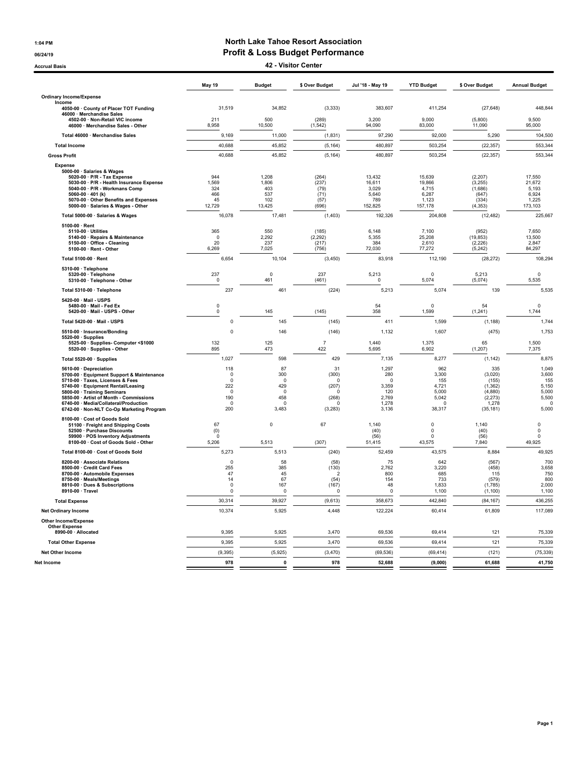1:04 PM

06/24/19

Accrual Basis

# North Lake Tahoe Resort Association

## Profit & Loss Budget Performance

### 42 - Visitor Center

| | May 19 | Budget | $ Over Budget | Jul '18 - May 19 | YTD Budget | $ Over Budget | Annual Budget |
|---|---|---|---|---|---|---|---|
| **Ordinary Income/Expense** | | | | | | | |
| **Income** | | | | | | | |
| 4050-00 · County of Placer TOT Funding | 31,519 | 34,852 | (3,333) | 383,607 | 411,254 | (27,648) | 448,844 |
| 46000 · Merchandise Sales | | | | | | | |
| 4502-00 · Non-Retail VIC income | 211 | 500 | (289) | 3,200 | 9,000 | (5,800) | 9,500 |
| 46000 · Merchandise Sales - Other | 8,958 | 10,500 | (1,542) | 94,090 | 83,000 | 11,090 | 95,000 |
| Total 46000 · Merchandise Sales | 9,169 | 11,000 | (1,831) | 97,290 | 92,000 | 5,290 | 104,500 |
| **Total Income** | 40,688 | 45,852 | (5,164) | 480,897 | 503,254 | (22,357) | 553,344 |
| **Gross Profit** | 40,688 | 45,852 | (5,164) | 480,897 | 503,254 | (22,357) | 553,344 |
| **Expense** | | | | | | | |
| 5000-00 · Salaries & Wages | | | | | | | |
| 5020-00 · P/R - Tax Expense | 944 | 1,208 | (264) | 13,432 | 15,639 | (2,207) | 17,550 |
| 5030-00 · P/R - Health Insurance Expense | 1,569 | 1,806 | (237) | 16,611 | 19,866 | (3,255) | 21,672 |
| 5040-00 · P/R - Workmans Comp | 324 | 403 | (79) | 3,029 | 4,715 | (1,686) | 5,193 |
| 5060-00 · 401 (k) | 466 | 537 | (71) | 5,640 | 6,287 | (647) | 6,924 |
| 5070-00 · Other Benefits and Expenses | 45 | 102 | (57) | 789 | 1,123 | (334) | 1,225 |
| 5000-00 · Salaries & Wages - Other | 12,729 | 13,425 | (696) | 152,825 | 157,178 | (4,353) | 173,103 |
| Total 5000-00 · Salaries & Wages | 16,078 | 17,481 | (1,403) | 192,326 | 204,808 | (12,482) | 225,667 |
| 5100-00 · Rent | | | | | | | |
| 5110-00 · Utilities | 365 | 550 | (185) | 6,148 | 7,100 | (952) | 7,650 |
| 5140-00 · Repairs & Maintenance | 0 | 2,292 | (2,292) | 5,355 | 25,208 | (19,853) | 13,500 |
| 5150-00 · Office - Cleaning | 20 | 237 | (217) | 384 | 2,610 | (2,226) | 2,847 |
| 5100-00 · Rent - Other | 6,269 | 7,025 | (756) | 72,030 | 77,272 | (5,242) | 84,297 |
| Total 5100-00 · Rent | 6,654 | 10,104 | (3,450) | 83,918 | 112,190 | (28,272) | 108,294 |
| 5310-00 · Telephone | | | | | | | |
| 5320-00 · Telephone | 237 | 0 | 237 | 5,213 | 0 | 5,213 | 0 |
| 5310-00 · Telephone - Other | 0 | 461 | (461) | 0 | 5,074 | (5,074) | 5,535 |
| Total 5310-00 · Telephone | 237 | 461 | (224) | 5,213 | 5,074 | 139 | 5,535 |
| 5420-00 · Mail - USPS | | | | | | | |
| 5480-00 · Mail - Fed Ex | 0 | | | 54 | 0 | 54 | 0 |
| 5420-00 · Mail - USPS - Other | 0 | 145 | (145) | 358 | 1,599 | (1,241) | 1,744 |
| Total 5420-00 · Mail - USPS | 0 | 145 | (145) | 411 | 1,599 | (1,188) | 1,744 |
| 5510-00 · Insurance/Bonding | 0 | 146 | (146) | 1,132 | 1,607 | (475) | 1,753 |
| 5520-00 · Supplies | | | | | | | |
| 5525-00 · Supplies- Computer <$1000 | 132 | 125 | 7 | 1,440 | 1,375 | 65 | 1,500 |
| 5520-00 · Supplies - Other | 895 | 473 | 422 | 5,695 | 6,902 | (1,207) | 7,375 |
| Total 5520-00 · Supplies | 1,027 | 598 | 429 | 7,135 | 8,277 | (1,142) | 8,875 |
| 5610-00 · Depreciation | 118 | 87 | 31 | 1,297 | 962 | 335 | 1,049 |
| 5700-00 · Equipment Support & Maintenance | 0 | 300 | (300) | 280 | 3,300 | (3,020) | 3,600 |
| 5710-00 · Taxes, Licenses & Fees | 0 | 0 | 0 | 0 | 155 | (155) | 155 |
| 5740-00 · Equipment Rental/Leasing | 222 | 429 | (207) | 3,359 | 4,721 | (1,362) | 5,150 |
| 5800-00 · Training Seminars | 0 | 0 | 0 | 120 | 5,000 | (4,880) | 5,000 |
| 5850-00 · Artist of Month - Commissions | 190 | 458 | (268) | 2,769 | 5,042 | (2,273) | 5,500 |
| 6740-00 · Media/Collateral/Production | 0 | 0 | 0 | 1,278 | 0 | 1,278 | 0 |
| 6742-00 · Non-NLT Co-Op Marketing Program | 200 | 3,483 | (3,283) | 3,136 | 38,317 | (35,181) | 5,000 |
| 8100-00 · Cost of Goods Sold | | | | | | | |
| 51100 · Freight and Shipping Costs | 67 | 0 | 67 | 1,140 | 0 | 1,140 | 0 |
| 52500 · Purchase Discounts | (0) | | | (40) | 0 | (40) | 0 |
| 59900 · POS Inventory Adjustments | 0 | | | (56) | 0 | (56) | 0 |
| 8100-00 · Cost of Goods Sold - Other | 5,206 | 5,513 | (307) | 51,415 | 43,575 | 7,840 | 49,925 |
| Total 8100-00 · Cost of Goods Sold | 5,273 | 5,513 | (240) | 52,459 | 43,575 | 8,884 | 49,925 |
| 8200-00 · Associate Relations | 0 | 58 | (58) | 75 | 642 | (567) | 700 |
| 8500-00 · Credit Card Fees | 255 | 385 | (130) | 2,762 | 3,220 | (458) | 3,658 |
| 8700-00 · Automobile Expenses | 47 | 45 | 2 | 800 | 685 | 115 | 750 |
| 8750-00 · Meals/Meetings | 14 | 67 | (54) | 154 | 733 | (579) | 800 |
| 8810-00 · Dues & Subscriptions | 0 | 167 | (167) | 48 | 1,833 | (1,785) | 2,000 |
| 8910-00 · Travel | 0 | 0 | 0 | 0 | 1,100 | (1,100) | 1,100 |
| **Total Expense** | 30,314 | 39,927 | (9,613) | 358,673 | 442,840 | (84,167) | 436,255 |
| **Net Ordinary Income** | 10,374 | 5,925 | 4,448 | 122,224 | 60,414 | 61,809 | 117,089 |
| **Other Income/Expense** | | | | | | | |
| **Other Expense** | | | | | | | |
| 8990-00 · Allocated | 9,395 | 5,925 | 3,470 | 69,536 | 69,414 | 121 | 75,339 |
| **Total Other Expense** | 9,395 | 5,925 | 3,470 | 69,536 | 69,414 | 121 | 75,339 |
| **Net Other Income** | (9,395) | (5,925) | (3,470) | (69,536) | (69,414) | (121) | (75,339) |
| **Net Income** | **978** | **0** | **978** | **52,688** | **(9,000)** | **61,688** | **41,750** |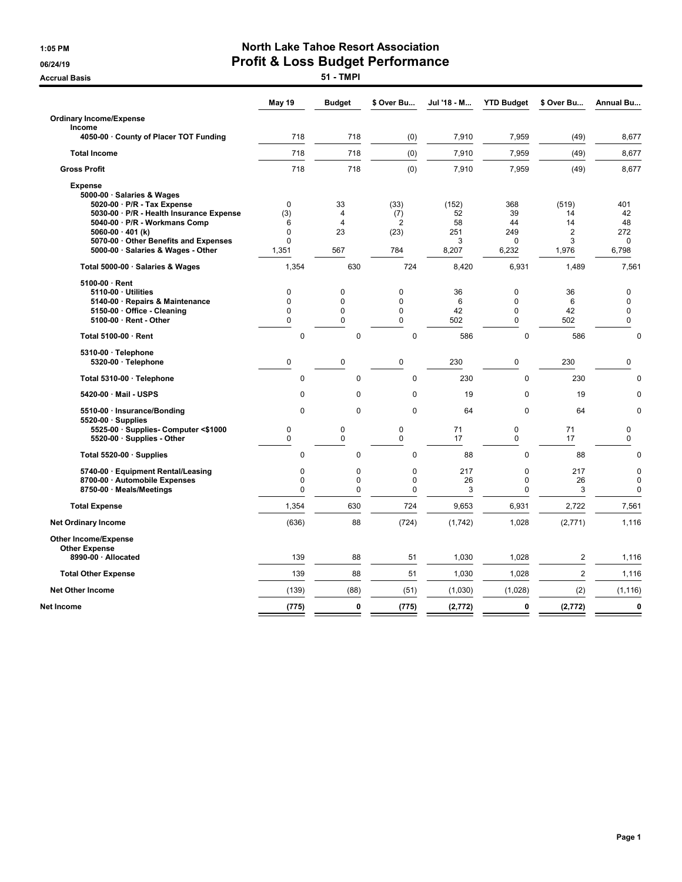1:05 PM
06/24/19
Accrual Basis

# North Lake Tahoe Resort Association
## Profit & Loss Budget Performance
### 51 - TMPI

| | May 19 | Budget | $ Over Bu... | Jul '18 - M... | YTD Budget | $ Over Bu... | Annual Bu... |
|---|---|---|---|---|---|---|---|
| **Ordinary Income/Expense** | | | | | | | |
| **Income** | | | | | | | |
| 4050-00 · County of Placer TOT Funding | 718 | 718 | (0) | 7,910 | 7,959 | (49) | 8,677 |
| **Total Income** | 718 | 718 | (0) | 7,910 | 7,959 | (49) | 8,677 |
| **Gross Profit** | 718 | 718 | (0) | 7,910 | 7,959 | (49) | 8,677 |
| **Expense** | | | | | | | |
| 5000-00 · Salaries & Wages | | | | | | | |
| 5020-00 · P/R - Tax Expense | 0 | 33 | (33) | (152) | 368 | (519) | 401 |
| 5030-00 · P/R - Health Insurance Expense | (3) | 4 | (7) | 52 | 39 | 14 | 42 |
| 5040-00 · P/R - Workmans Comp | 6 | 4 | 2 | 58 | 44 | 14 | 48 |
| 5060-00 · 401 (k) | 0 | 23 | (23) | 251 | 249 | 2 | 272 |
| 5070-00 · Other Benefits and Expenses | 0 | | | 3 | 0 | 3 | 0 |
| 5000-00 · Salaries & Wages - Other | 1,351 | 567 | 784 | 8,207 | 6,232 | 1,976 | 6,798 |
| **Total 5000-00 · Salaries & Wages** | 1,354 | 630 | 724 | 8,420 | 6,931 | 1,489 | 7,561 |
| 5100-00 · Rent | | | | | | | |
| 5110-00 · Utilities | 0 | 0 | 0 | 36 | 0 | 36 | 0 |
| 5140-00 · Repairs & Maintenance | 0 | 0 | 0 | 6 | 0 | 6 | 0 |
| 5150-00 · Office - Cleaning | 0 | 0 | 0 | 42 | 0 | 42 | 0 |
| 5100-00 · Rent - Other | 0 | 0 | 0 | 502 | 0 | 502 | 0 |
| **Total 5100-00 · Rent** | 0 | 0 | 0 | 586 | 0 | 586 | 0 |
| 5310-00 · Telephone | | | | | | | |
| 5320-00 · Telephone | 0 | 0 | 0 | 230 | 0 | 230 | 0 |
| **Total 5310-00 · Telephone** | 0 | 0 | 0 | 230 | 0 | 230 | 0 |
| 5420-00 · Mail - USPS | 0 | 0 | 0 | 19 | 0 | 19 | 0 |
| 5510-00 · Insurance/Bonding | 0 | 0 | 0 | 64 | 0 | 64 | 0 |
| 5520-00 · Supplies | | | | | | | |
| 5525-00 · Supplies- Computer <$1000 | 0 | 0 | 0 | 71 | 0 | 71 | 0 |
| 5520-00 · Supplies - Other | 0 | 0 | 0 | 17 | 0 | 17 | 0 |
| **Total 5520-00 · Supplies** | 0 | 0 | 0 | 88 | 0 | 88 | 0 |
| 5740-00 · Equipment Rental/Leasing | 0 | 0 | 0 | 217 | 0 | 217 | 0 |
| 8700-00 · Automobile Expenses | 0 | 0 | 0 | 26 | 0 | 26 | 0 |
| 8750-00 · Meals/Meetings | 0 | 0 | 0 | 3 | 0 | 3 | 0 |
| **Total Expense** | 1,354 | 630 | 724 | 9,653 | 6,931 | 2,722 | 7,561 |
| **Net Ordinary Income** | (636) | 88 | (724) | (1,742) | 1,028 | (2,771) | 1,116 |
| **Other Income/Expense** | | | | | | | |
| **Other Expense** | | | | | | | |
| 8990-00 · Allocated | 139 | 88 | 51 | 1,030 | 1,028 | 2 | 1,116 |
| **Total Other Expense** | 139 | 88 | 51 | 1,030 | 1,028 | 2 | 1,116 |
| **Net Other Income** | (139) | (88) | (51) | (1,030) | (1,028) | (2) | (1,116) |
| **Net Income** | **(775)** | **0** | **(775)** | **(2,772)** | **0** | **(2,772)** | **0** |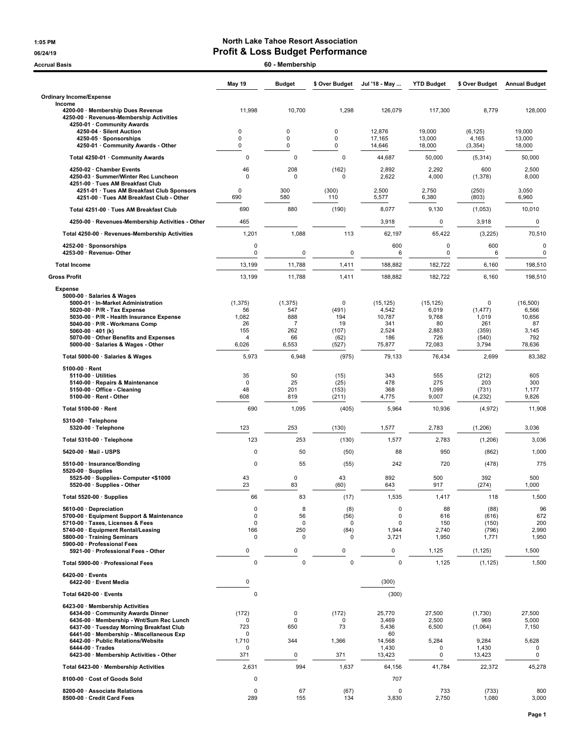**1:05 PM**
**06/24/19**
**Accrual Basis**

# North Lake Tahoe Resort Association
## Profit & Loss Budget Performance
### 60 - Membership

| | May 19 | Budget | $ Over Budget | Jul '18 - May ... | YTD Budget | $ Over Budget | Annual Budget |
|---|---|---|---|---|---|---|---|
| **Ordinary Income/Expense** | | | | | | | |
| **Income** | | | | | | | |
| 4200-00 · Membership Dues Revenue | 11,998 | 10,700 | 1,298 | 126,079 | 117,300 | 8,779 | 128,000 |
| 4250-00 · Revenues-Membership Activities | | | | | | | |
| 4250-01 · Community Awards | | | | | | | |
| 4250-04 · Silent Auction | 0 | 0 | 0 | 12,876 | 19,000 | (6,125) | 19,000 |
| 4250-05 · Sponsorships | 0 | 0 | 0 | 17,165 | 13,000 | 4,165 | 13,000 |
| 4250-01 · Community Awards - Other | 0 | 0 | 0 | 14,646 | 18,000 | (3,354) | 18,000 |
| **Total 4250-01 · Community Awards** | 0 | 0 | 0 | 44,687 | 50,000 | (5,314) | 50,000 |
| 4250-02 · Chamber Events | 46 | 208 | (162) | 2,892 | 2,292 | 600 | 2,500 |
| 4250-03 · Summer/Winter Rec Luncheon | 0 | 0 | 0 | 2,622 | 4,000 | (1,378) | 8,000 |
| 4251-00 · Tues AM Breakfast Club | | | | | | | |
| 4251-01 · Tues AM Breakfast Club Sponsors | 0 | 300 | (300) | 2,500 | 2,750 | (250) | 3,050 |
| 4251-00 · Tues AM Breakfast Club - Other | 690 | 580 | 110 | 5,577 | 6,380 | (803) | 6,960 |
| **Total 4251-00 · Tues AM Breakfast Club** | 690 | 880 | (190) | 8,077 | 9,130 | (1,053) | 10,010 |
| 4250-00 · Revenues-Membership Activities - Other | 465 | | | 3,918 | 0 | 3,918 | 0 |
| **Total 4250-00 · Revenues-Membership Activities** | 1,201 | 1,088 | 113 | 62,197 | 65,422 | (3,225) | 70,510 |
| 4252-00 · Sponsorships | 0 | | | 600 | 0 | 600 | 0 |
| 4253-00 · Revenue- Other | 0 | 0 | 0 | 6 | 0 | 6 | 0 |
| **Total Income** | 13,199 | 11,788 | 1,411 | 188,882 | 182,722 | 6,160 | 198,510 |
| **Gross Profit** | 13,199 | 11,788 | 1,411 | 188,882 | 182,722 | 6,160 | 198,510 |
| **Expense** | | | | | | | |
| 5000-00 · Salaries & Wages | | | | | | | |
| 5000-01 · In-Market Administration | (1,375) | (1,375) | 0 | (15,125) | (15,125) | 0 | (16,500) |
| 5020-00 · P/R - Tax Expense | 56 | 547 | (491) | 4,542 | 6,019 | (1,477) | 6,566 |
| 5030-00 · P/R - Health Insurance Expense | 1,082 | 888 | 194 | 10,787 | 9,768 | 1,019 | 10,656 |
| 5040-00 · P/R - Workmans Comp | 26 | 7 | 19 | 341 | 80 | 261 | 87 |
| 5060-00 · 401 (k) | 155 | 262 | (107) | 2,524 | 2,883 | (359) | 3,145 |
| 5070-00 · Other Benefits and Expenses | 4 | 66 | (62) | 186 | 726 | (540) | 792 |
| 5000-00 · Salaries & Wages - Other | 6,026 | 6,553 | (527) | 75,877 | 72,083 | 3,794 | 78,636 |
| **Total 5000-00 · Salaries & Wages** | 5,973 | 6,948 | (975) | 79,133 | 76,434 | 2,699 | 83,382 |
| 5100-00 · Rent | | | | | | | |
| 5110-00 · Utilities | 35 | 50 | (15) | 343 | 555 | (212) | 605 |
| 5140-00 · Repairs & Maintenance | 0 | 25 | (25) | 478 | 275 | 203 | 300 |
| 5150-00 · Office - Cleaning | 48 | 201 | (153) | 368 | 1,099 | (731) | 1,177 |
| 5100-00 · Rent - Other | 608 | 819 | (211) | 4,775 | 9,007 | (4,232) | 9,826 |
| **Total 5100-00 · Rent** | 690 | 1,095 | (405) | 5,964 | 10,936 | (4,972) | 11,908 |
| 5310-00 · Telephone | | | | | | | |
| 5320-00 · Telephone | 123 | 253 | (130) | 1,577 | 2,783 | (1,206) | 3,036 |
| **Total 5310-00 · Telephone** | 123 | 253 | (130) | 1,577 | 2,783 | (1,206) | 3,036 |
| 5420-00 · Mail - USPS | 0 | 50 | (50) | 88 | 950 | (862) | 1,000 |
| 5510-00 · Insurance/Bonding | 0 | 55 | (55) | 242 | 720 | (478) | 775 |
| 5520-00 · Supplies | | | | | | | |
| 5525-00 · Supplies- Computer <$1000 | 43 | 0 | 43 | 892 | 500 | 392 | 500 |
| 5520-00 · Supplies - Other | 23 | 83 | (60) | 643 | 917 | (274) | 1,000 |
| **Total 5520-00 · Supplies** | 66 | 83 | (17) | 1,535 | 1,417 | 118 | 1,500 |
| 5610-00 · Depreciation | 0 | 8 | (8) | 0 | 88 | (88) | 96 |
| 5700-00 · Equipment Support & Maintenance | 0 | 56 | (56) | 0 | 616 | (616) | 672 |
| 5710-00 · Taxes, Licenses & Fees | 0 | 0 | 0 | 0 | 150 | (150) | 200 |
| 5740-00 · Equipment Rental/Leasing | 166 | 250 | (84) | 1,944 | 2,740 | (796) | 2,990 |
| 5800-00 · Training Seminars | 0 | 0 | 0 | 3,721 | 1,950 | 1,771 | 1,950 |
| 5900-00 · Professional Fees | | | | | | | |
| 5921-00 · Professional Fees - Other | 0 | 0 | 0 | 0 | 1,125 | (1,125) | 1,500 |
| **Total 5900-00 · Professional Fees** | 0 | 0 | 0 | 0 | 1,125 | (1,125) | 1,500 |
| 6420-00 · Events | | | | | | | |
| 6422-00 · Event Media | 0 | | | (300) | | | |
| **Total 6420-00 · Events** | 0 | | | (300) | | | |
| 6423-00 · Membership Activities | | | | | | | |
| 6434-00 · Community Awards Dinner | (172) | 0 | (172) | 25,770 | 27,500 | (1,730) | 27,500 |
| 6436-00 · Membership - Wnt/Sum Rec Lunch | 0 | 0 | 0 | 3,469 | 2,500 | 969 | 5,000 |
| 6437-00 · Tuesday Morning Breakfast Club | 723 | 650 | 73 | 5,436 | 6,500 | (1,064) | 7,150 |
| 6441-00 · Membership - Miscellaneous Exp | 0 | | | 60 | | | |
| 6442-00 · Public Relations/Website | 1,710 | 344 | 1,366 | 14,568 | 5,284 | 9,284 | 5,628 |
| 6444-00 · Trades | 0 | | | 1,430 | 0 | 1,430 | 0 |
| 6423-00 · Membership Activities - Other | 371 | 0 | 371 | 13,423 | 0 | 13,423 | 0 |
| **Total 6423-00 · Membership Activities** | 2,631 | 994 | 1,637 | 64,156 | 41,784 | 22,372 | 45,278 |
| 8100-00 · Cost of Goods Sold | 0 | | | 707 | | | |
| 8200-00 · Associate Relations | 0 | 67 | (67) | 0 | 733 | (733) | 800 |
| 8500-00 · Credit Card Fees | 289 | 155 | 134 | 3,830 | 2,750 | 1,080 | 3,000 |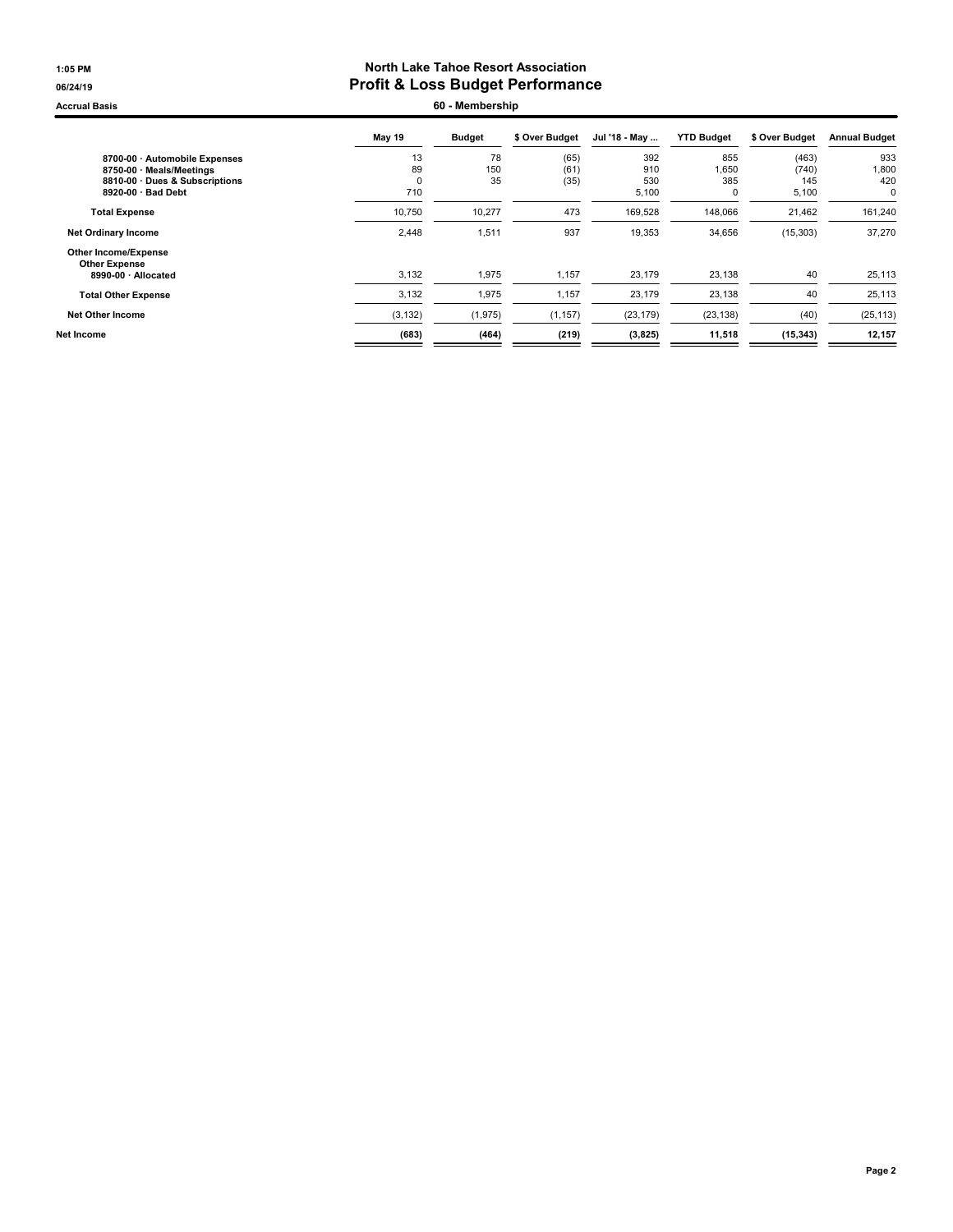# North Lake Tahoe Resort Association

## Profit & Loss Budget Performance

1:05 PM
06/24/19
Accrual Basis

### 60 - Membership

| | May 19 | Budget | $ Over Budget | Jul '18 - May ... | YTD Budget | $ Over Budget | Annual Budget |
|---|---|---|---|---|---|---|---|
| 8700-00 · Automobile Expenses | 13 | 78 | (65) | 392 | 855 | (463) | 933 |
| 8750-00 · Meals/Meetings | 89 | 150 | (61) | 910 | 1,650 | (740) | 1,800 |
| 8810-00 · Dues & Subscriptions | 0 | 35 | (35) | 530 | 385 | 145 | 420 |
| 8920-00 · Bad Debt | 710 | | | 5,100 | 0 | 5,100 | 0 |
| **Total Expense** | 10,750 | 10,277 | 473 | 169,528 | 148,066 | 21,462 | 161,240 |
| **Net Ordinary Income** | 2,448 | 1,511 | 937 | 19,353 | 34,656 | (15,303) | 37,270 |
| **Other Income/Expense** | | | | | | | |
| **Other Expense** | | | | | | | |
| 8990-00 · Allocated | 3,132 | 1,975 | 1,157 | 23,179 | 23,138 | 40 | 25,113 |
| **Total Other Expense** | 3,132 | 1,975 | 1,157 | 23,179 | 23,138 | 40 | 25,113 |
| **Net Other Income** | (3,132) | (1,975) | (1,157) | (23,179) | (23,138) | (40) | (25,113) |
| **Net Income** | **(683)** | **(464)** | **(219)** | **(3,825)** | **11,518** | **(15,343)** | **12,157** |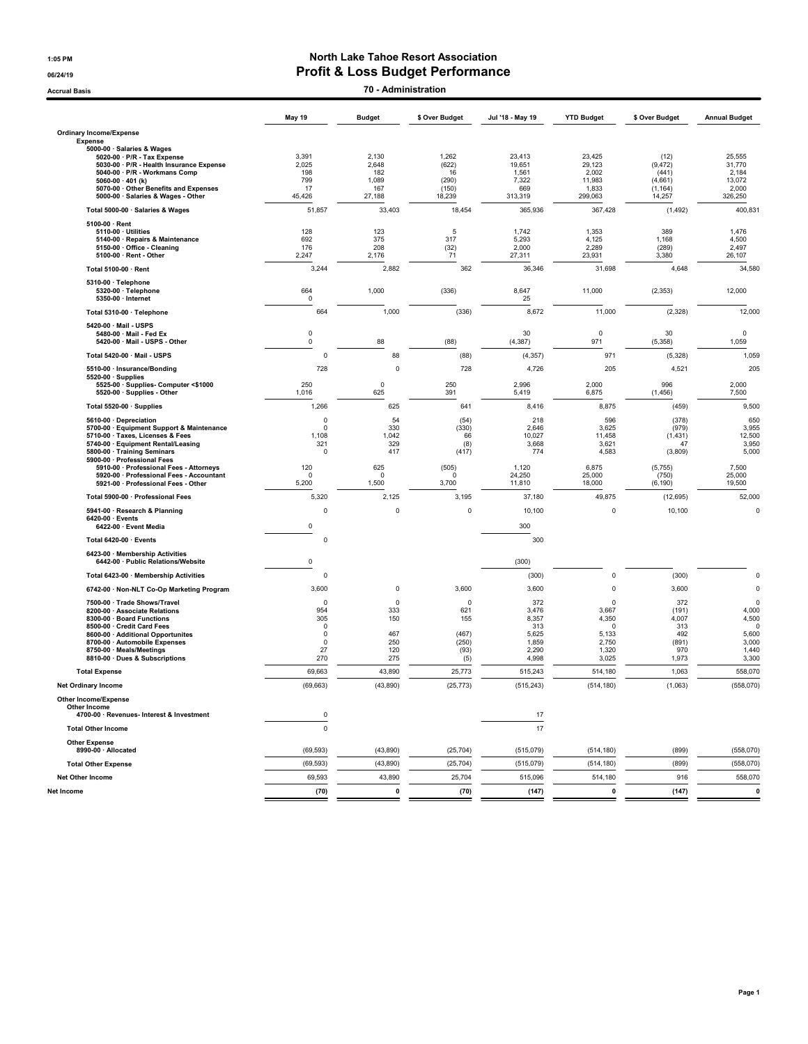1:05 PM

06/24/19

Accrual Basis

# North Lake Tahoe Resort Association
## Profit & Loss Budget Performance
### 70 - Administration

| | May 19 | Budget | $ Over Budget | Jul '18 - May 19 | YTD Budget | $ Over Budget | Annual Budget |
|---|---|---|---|---|---|---|---|
| **Ordinary Income/Expense** | | | | | | | |
| **Expense** | | | | | | | |
| **5000-00 · Salaries & Wages** | | | | | | | |
| 5020-00 · P/R - Tax Expense | 3,391 | 2,130 | 1,262 | 23,413 | 23,425 | (12) | 25,555 |
| 5030-00 · P/R - Health Insurance Expense | 2,025 | 2,648 | (622) | 19,651 | 29,123 | (9,472) | 31,770 |
| 5040-00 · P/R - Workmans Comp | 198 | 182 | 16 | 1,561 | 2,002 | (441) | 2,184 |
| 5060-00 · 401 (k) | 799 | 1,089 | (290) | 7,322 | 11,983 | (4,661) | 13,072 |
| 5070-00 · Other Benefits and Expenses | 17 | 167 | (150) | 669 | 1,833 | (1,164) | 2,000 |
| 5000-00 · Salaries & Wages - Other | 45,426 | 27,188 | 18,239 | 313,319 | 299,063 | 14,257 | 326,250 |
| **Total 5000-00 · Salaries & Wages** | 51,857 | 33,403 | 18,454 | 365,936 | 367,428 | (1,492) | 400,831 |
| **5100-00 · Rent** | | | | | | | |
| 5110-00 · Utilities | 128 | 123 | 5 | 1,742 | 1,353 | 389 | 1,476 |
| 5140-00 · Repairs & Maintenance | 692 | 375 | 317 | 5,293 | 4,125 | 1,168 | 4,500 |
| 5150-00 · Office - Cleaning | 176 | 208 | (32) | 2,000 | 2,289 | (289) | 2,497 |
| 5100-00 · Rent - Other | 2,247 | 2,176 | 71 | 27,311 | 23,931 | 3,380 | 26,107 |
| **Total 5100-00 · Rent** | 3,244 | 2,882 | 362 | 36,346 | 31,698 | 4,648 | 34,580 |
| **5310-00 · Telephone** | | | | | | | |
| 5320-00 · Telephone | 664 | 1,000 | (336) | 8,647 | 11,000 | (2,353) | 12,000 |
| 5350-00 · Internet | 0 | | | 25 | | | |
| **Total 5310-00 · Telephone** | 664 | 1,000 | (336) | 8,672 | 11,000 | (2,328) | 12,000 |
| **5420-00 · Mail - USPS** | | | | | | | |
| 5480-00 · Mail - Fed Ex | 0 | | | 30 | 0 | 30 | 0 |
| 5420-00 · Mail - USPS - Other | 0 | 88 | (88) | (4,387) | 971 | (5,358) | 1,059 |
| **Total 5420-00 · Mail - USPS** | 0 | 88 | (88) | (4,357) | 971 | (5,328) | 1,059 |
| 5510-00 · Insurance/Bonding | 728 | 0 | 728 | 4,726 | 205 | 4,521 | 205 |
| **5520-00 · Supplies** | | | | | | | |
| 5525-00 · Supplies- Computer <$1000 | 250 | 0 | 250 | 2,996 | 2,000 | 996 | 2,000 |
| 5520-00 · Supplies - Other | 1,016 | 625 | 391 | 5,419 | 6,875 | (1,456) | 7,500 |
| **Total 5520-00 · Supplies** | 1,266 | 625 | 641 | 8,416 | 8,875 | (459) | 9,500 |
| 5610-00 · Depreciation | 0 | 54 | (54) | 218 | 596 | (378) | 650 |
| 5700-00 · Equipment Support & Maintenance | 0 | 330 | (330) | 2,646 | 3,625 | (979) | 3,955 |
| 5710-00 · Taxes, Licenses & Fees | 1,108 | 1,042 | 66 | 10,027 | 11,458 | (1,431) | 12,500 |
| 5740-00 · Equipment Rental/Leasing | 321 | 329 | (8) | 3,668 | 3,621 | 47 | 3,950 |
| 5800-00 · Training Seminars | 0 | 417 | (417) | 774 | 4,583 | (3,809) | 5,000 |
| **5900-00 · Professional Fees** | | | | | | | |
| 5910-00 · Professional Fees - Attorneys | 120 | 625 | (505) | 1,120 | 6,875 | (5,755) | 7,500 |
| 5920-00 · Professional Fees - Accountant | 0 | 0 | 0 | 24,250 | 25,000 | (750) | 25,000 |
| 5921-00 · Professional Fees - Other | 5,200 | 1,500 | 3,700 | 11,810 | 18,000 | (6,190) | 19,500 |
| **Total 5900-00 · Professional Fees** | 5,320 | 2,125 | 3,195 | 37,180 | 49,875 | (12,695) | 52,000 |
| 5941-00 · Research & Planning | 0 | 0 | 0 | 10,100 | 0 | 10,100 | 0 |
| **6420-00 · Events** | | | | | | | |
| 6422-00 · Event Media | 0 | | | 300 | | | |
| **Total 6420-00 · Events** | 0 | | | 300 | | | |
| **6423-00 · Membership Activities** | | | | | | | |
| 6442-00 · Public Relations/Website | 0 | | | (300) | | | |
| **Total 6423-00 · Membership Activities** | 0 | | | (300) | 0 | (300) | 0 |
| 6742-00 · Non-NLT Co-Op Marketing Program | 3,600 | 0 | 3,600 | 3,600 | 0 | 3,600 | 0 |
| 7500-00 · Trade Shows/Travel | 0 | 0 | 0 | 372 | 0 | 372 | 0 |
| 8200-00 · Associate Relations | 954 | 333 | 621 | 3,476 | 3,667 | (191) | 4,000 |
| 8300-00 · Board Functions | 305 | 150 | 155 | 8,357 | 4,350 | 4,007 | 4,500 |
| 8500-00 · Credit Card Fees | 0 | | | 313 | 0 | 313 | 0 |
| 8600-00 · Additional Opportunites | 0 | 467 | (467) | 5,625 | 5,133 | 492 | 5,600 |
| 8700-00 · Automobile Expenses | 0 | 250 | (250) | 1,859 | 2,750 | (891) | 3,000 |
| 8750-00 · Meals/Meetings | 27 | 120 | (93) | 2,290 | 1,320 | 970 | 1,440 |
| 8810-00 · Dues & Subscriptions | 270 | 275 | (5) | 4,998 | 3,025 | 1,973 | 3,300 |
| **Total Expense** | 69,663 | 43,890 | 25,773 | 515,243 | 514,180 | 1,063 | 558,070 |
| **Net Ordinary Income** | (69,663) | (43,890) | (25,773) | (515,243) | (514,180) | (1,063) | (558,070) |
| **Other Income/Expense** | | | | | | | |
| **Other Income** | | | | | | | |
| 4700-00 · Revenues- Interest & Investment | 0 | | | 17 | | | |
| **Total Other Income** | 0 | | | 17 | | | |
| **Other Expense** | | | | | | | |
| 8990-00 · Allocated | (69,593) | (43,890) | (25,704) | (515,079) | (514,180) | (899) | (558,070) |
| **Total Other Expense** | (69,593) | (43,890) | (25,704) | (515,079) | (514,180) | (899) | (558,070) |
| **Net Other Income** | 69,593 | 43,890 | 25,704 | 515,096 | 514,180 | 916 | 558,070 |
| **Net Income** | **(70)** | **0** | **(70)** | **(147)** | **0** | **(147)** | **0** |